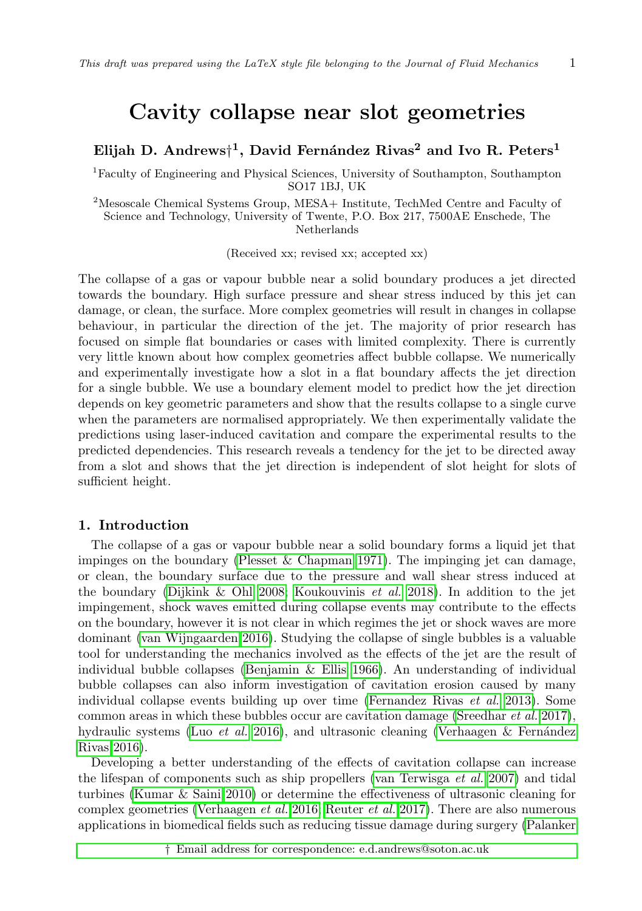# Cavity collapse near slot geometries

**Elijah D. Andrews†[1], David Fernández Rivas[2] and Ivo R. Peters[1]**

[1]Faculty of Engineering and Physical Sciences, University of Southampton, Southampton SO17 1BJ, UK

[2]Mesoscale Chemical Systems Group, MESA+ Institute, TechMed Centre and Faculty of Science and Technology, University of Twente, P.O. Box 217, 7500AE Enschede, The Netherlands

(Received xx; revised xx; accepted xx)

The collapse of a gas or vapour bubble near a solid boundary produces a jet directed towards the boundary. High surface pressure and shear stress induced by this jet can damage, or clean, the surface. More complex geometries will result in changes in collapse behaviour, in particular the direction of the jet. The majority of prior research has focused on simple flat boundaries or cases with limited complexity. There is currently very little known about how complex geometries affect bubble collapse. We numerically and experimentally investigate how a slot in a flat boundary affects the jet direction for a single bubble. We use a boundary element model to predict how the jet direction depends on key geometric parameters and show that the results collapse to a single curve when the parameters are normalised appropriately. We then experimentally validate the predictions using laser-induced cavitation and compare the experimental results to the predicted dependencies. This research reveals a tendency for the jet to be directed away from a slot and shows that the jet direction is independent of slot height for slots of sufficient height.

## 1. Introduction

The collapse of a gas or vapour bubble near a solid boundary forms a liquid jet that impinges on the boundary (Plesset & Chapman 1971). The impinging jet can damage, or clean, the boundary surface due to the pressure and wall shear stress induced at the boundary (Dijkink & Ohl 2008; Koukouvinis *et al.* 2018). In addition to the jet impingement, shock waves emitted during collapse events may contribute to the effects on the boundary, however it is not clear in which regimes the jet or shock waves are more dominant (van Wijngaarden 2016). Studying the collapse of single bubbles is a valuable tool for understanding the mechanics involved as the effects of the jet are the result of individual bubble collapses (Benjamin & Ellis 1966). An understanding of individual bubble collapses can also inform investigation of cavitation erosion caused by many individual collapse events building up over time (Fernandez Rivas *et al.* 2013). Some common areas in which these bubbles occur are cavitation damage (Sreedhar *et al.* 2017), hydraulic systems (Luo *et al.* 2016), and ultrasonic cleaning (Verhaagen & Fernández Rivas 2016).

Developing a better understanding of the effects of cavitation collapse can increase the lifespan of components such as ship propellers (van Terwisga *et al.* 2007) and tidal turbines (Kumar & Saini 2010) or determine the effectiveness of ultrasonic cleaning for complex geometries (Verhaagen *et al.* 2016; Reuter *et al.* 2017). There are also numerous applications in biomedical fields such as reducing tissue damage during surgery (Palanker

† Email address for correspondence: e.d.andrews@soton.ac.uk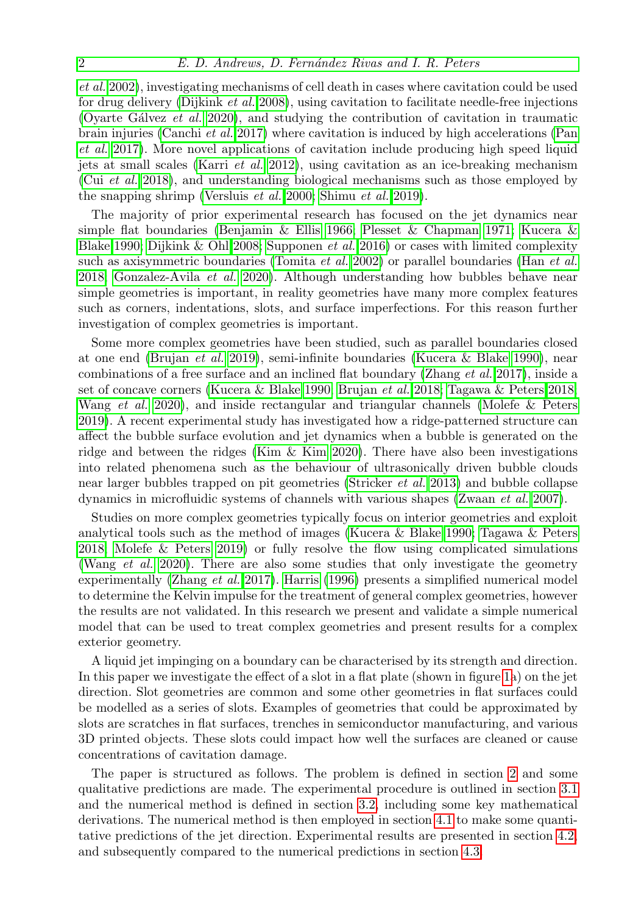*et al.* 2002), investigating mechanisms of cell death in cases where cavitation could be used for drug delivery (Dijkink *et al.* 2008), using cavitation to facilitate needle-free injections (Oyarte Gálvez *et al.* 2020), and studying the contribution of cavitation in traumatic brain injuries (Canchi *et al.* 2017) where cavitation is induced by high accelerations (Pan *et al.* 2017). More novel applications of cavitation include producing high speed liquid jets at small scales (Karri *et al.* 2012), using cavitation as an ice-breaking mechanism (Cui *et al.* 2018), and understanding biological mechanisms such as those employed by the snapping shrimp (Versluis *et al.* 2000; Shimu *et al.* 2019).

The majority of prior experimental research has focused on the jet dynamics near simple flat boundaries (Benjamin & Ellis 1966; Plesset & Chapman 1971; Kucera & Blake 1990; Dijkink & Ohl 2008; Supponen *et al.* 2016) or cases with limited complexity such as axisymmetric boundaries (Tomita *et al.* 2002) or parallel boundaries (Han *et al.* 2018; Gonzalez-Avila *et al.* 2020). Although understanding how bubbles behave near simple geometries is important, in reality geometries have many more complex features such as corners, indentations, slots, and surface imperfections. For this reason further investigation of complex geometries is important.

Some more complex geometries have been studied, such as parallel boundaries closed at one end (Brujan *et al.* 2019), semi-infinite boundaries (Kucera & Blake 1990), near combinations of a free surface and an inclined flat boundary (Zhang *et al.* 2017), inside a set of concave corners (Kucera & Blake 1990; Brujan *et al.* 2018; Tagawa & Peters 2018; Wang *et al.* 2020), and inside rectangular and triangular channels (Molefe & Peters 2019). A recent experimental study has investigated how a ridge-patterned structure can affect the bubble surface evolution and jet dynamics when a bubble is generated on the ridge and between the ridges (Kim & Kim 2020). There have also been investigations into related phenomena such as the behaviour of ultrasonically driven bubble clouds near larger bubbles trapped on pit geometries (Stricker *et al.* 2013) and bubble collapse dynamics in microfluidic systems of channels with various shapes (Zwaan *et al.* 2007).

Studies on more complex geometries typically focus on interior geometries and exploit analytical tools such as the method of images (Kucera & Blake 1990; Tagawa & Peters 2018; Molefe & Peters 2019) or fully resolve the flow using complicated simulations (Wang *et al.* 2020). There are also some studies that only investigate the geometry experimentally (Zhang *et al.* 2017). Harris (1996) presents a simplified numerical model to determine the Kelvin impulse for the treatment of general complex geometries, however the results are not validated. In this research we present and validate a simple numerical model that can be used to treat complex geometries and present results for a complex exterior geometry.

A liquid jet impinging on a boundary can be characterised by its strength and direction. In this paper we investigate the effect of a slot in a flat plate (shown in figure 1a) on the jet direction. Slot geometries are common and some other geometries in flat surfaces could be modelled as a series of slots. Examples of geometries that could be approximated by slots are scratches in flat surfaces, trenches in semiconductor manufacturing, and various 3D printed objects. These slots could impact how well the surfaces are cleaned or cause concentrations of cavitation damage.

The paper is structured as follows. The problem is defined in section 2 and some qualitative predictions are made. The experimental procedure is outlined in section 3.1 and the numerical method is defined in section 3.2, including some key mathematical derivations. The numerical method is then employed in section 4.1 to make some quantitative predictions of the jet direction. Experimental results are presented in section 4.2, and subsequently compared to the numerical predictions in section 4.3.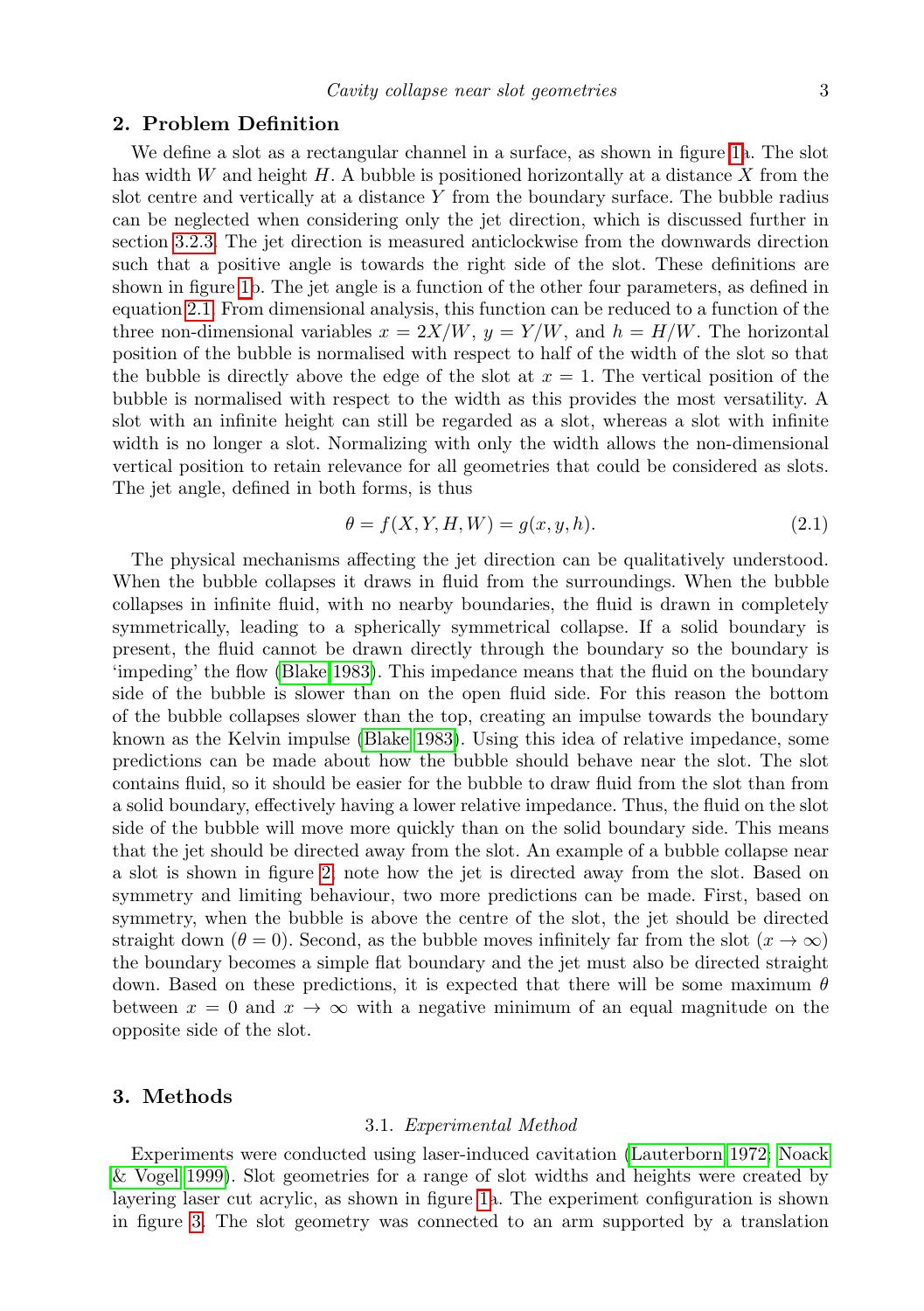## 2. Problem Definition

We define a slot as a rectangular channel in a surface, as shown in figure 1a. The slot has width $W$ and height $H$. A bubble is positioned horizontally at a distance $X$ from the slot centre and vertically at a distance $Y$ from the boundary surface. The bubble radius can be neglected when considering only the jet direction, which is discussed further in section 3.2.3. The jet direction is measured anticlockwise from the downwards direction such that a positive angle is towards the right side of the slot. These definitions are shown in figure 1b. The jet angle is a function of the other four parameters, as defined in equation 2.1. From dimensional analysis, this function can be reduced to a function of the three non-dimensional variables $x = 2X/W$, $y = Y/W$, and $h = H/W$. The horizontal position of the bubble is normalised with respect to half of the width of the slot so that the bubble is directly above the edge of the slot at $x = 1$. The vertical position of the bubble is normalised with respect to the width as this provides the most versatility. A slot with an infinite height can still be regarded as a slot, whereas a slot with infinite width is no longer a slot. Normalizing with only the width allows the non-dimensional vertical position to retain relevance for all geometries that could be considered as slots. The jet angle, defined in both forms, is thus

$$\theta = f(X, Y, H, W) = g(x, y, h). \tag{2.1}$$

The physical mechanisms affecting the jet direction can be qualitatively understood. When the bubble collapses it draws in fluid from the surroundings. When the bubble collapses in infinite fluid, with no nearby boundaries, the fluid is drawn in completely symmetrically, leading to a spherically symmetrical collapse. If a solid boundary is present, the fluid cannot be drawn directly through the boundary so the boundary is 'impeding' the flow (Blake 1983). This impedance means that the fluid on the boundary side of the bubble is slower than on the open fluid side. For this reason the bottom of the bubble collapses slower than the top, creating an impulse towards the boundary known as the Kelvin impulse (Blake 1983). Using this idea of relative impedance, some predictions can be made about how the bubble should behave near the slot. The slot contains fluid, so it should be easier for the bubble to draw fluid from the slot than from a solid boundary, effectively having a lower relative impedance. Thus, the fluid on the slot side of the bubble will move more quickly than on the solid boundary side. This means that the jet should be directed away from the slot. An example of a bubble collapse near a slot is shown in figure 2; note how the jet is directed away from the slot. Based on symmetry and limiting behaviour, two more predictions can be made. First, based on symmetry, when the bubble is above the centre of the slot, the jet should be directed straight down ($\theta = 0$). Second, as the bubble moves infinitely far from the slot ($x \to \infty$) the boundary becomes a simple flat boundary and the jet must also be directed straight down. Based on these predictions, it is expected that there will be some maximum $\theta$ between $x = 0$ and $x \to \infty$ with a negative minimum of an equal magnitude on the opposite side of the slot.

## 3. Methods

### 3.1. *Experimental Method*

Experiments were conducted using laser-induced cavitation (Lauterborn 1972; Noack & Vogel 1999). Slot geometries for a range of slot widths and heights were created by layering laser cut acrylic, as shown in figure 1a. The experiment configuration is shown in figure 3. The slot geometry was connected to an arm supported by a translation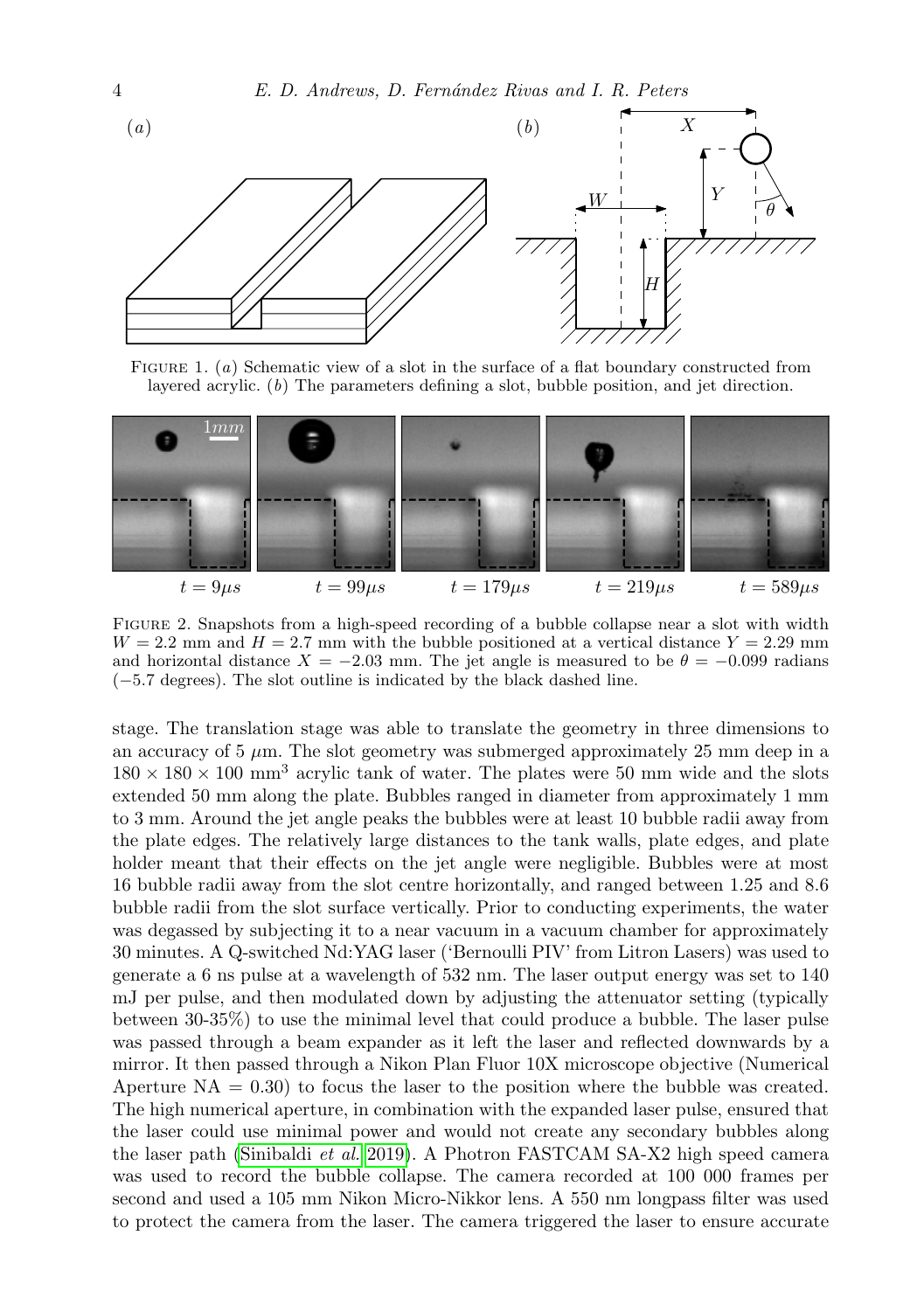(a) (b)

X

Y

W

θ

H

FIGURE 1. (a) Schematic view of a slot in the surface of a flat boundary constructed from layered acrylic. (b) The parameters defining a slot, bubble position, and jet direction.

1mm

$t = 9\mu s$ $t = 99\mu s$ $t = 179\mu s$ $t = 219\mu s$ $t = 589\mu s$

FIGURE 2. Snapshots from a high-speed recording of a bubble collapse near a slot with width $W = 2.2$ mm and $H = 2.7$ mm with the bubble positioned at a vertical distance $Y = 2.29$ mm and horizontal distance $X = -2.03$ mm. The jet angle is measured to be $\theta = -0.099$ radians ($-5.7$ degrees). The slot outline is indicated by the black dashed line.

stage. The translation stage was able to translate the geometry in three dimensions to an accuracy of 5 $\mu$m. The slot geometry was submerged approximately 25 mm deep in a $180 \times 180 \times 100$ mm$^3$ acrylic tank of water. The plates were 50 mm wide and the slots extended 50 mm along the plate. Bubbles ranged in diameter from approximately 1 mm to 3 mm. Around the jet angle peaks the bubbles were at least 10 bubble radii away from the plate edges. The relatively large distances to the tank walls, plate edges, and plate holder meant that their effects on the jet angle were negligible. Bubbles were at most 16 bubble radii away from the slot centre horizontally, and ranged between 1.25 and 8.6 bubble radii from the slot surface vertically. Prior to conducting experiments, the water was degassed by subjecting it to a near vacuum in a vacuum chamber for approximately 30 minutes. A Q-switched Nd:YAG laser ('Bernoulli PIV' from Litron Lasers) was used to generate a 6 ns pulse at a wavelength of 532 nm. The laser output energy was set to 140 mJ per pulse, and then modulated down by adjusting the attenuator setting (typically between 30-35%) to use the minimal level that could produce a bubble. The laser pulse was passed through a beam expander as it left the laser and reflected downwards by a mirror. It then passed through a Nikon Plan Fluor 10X microscope objective (Numerical Aperture NA = 0.30) to focus the laser to the position where the bubble was created. The high numerical aperture, in combination with the expanded laser pulse, ensured that the laser could use minimal power and would not create any secondary bubbles along the laser path (Sinibaldi *et al.* 2019). A Photron FASTCAM SA-X2 high speed camera was used to record the bubble collapse. The camera recorded at 100 000 frames per second and used a 105 mm Nikon Micro-Nikkor lens. A 550 nm longpass filter was used to protect the camera from the laser. The camera triggered the laser to ensure accurate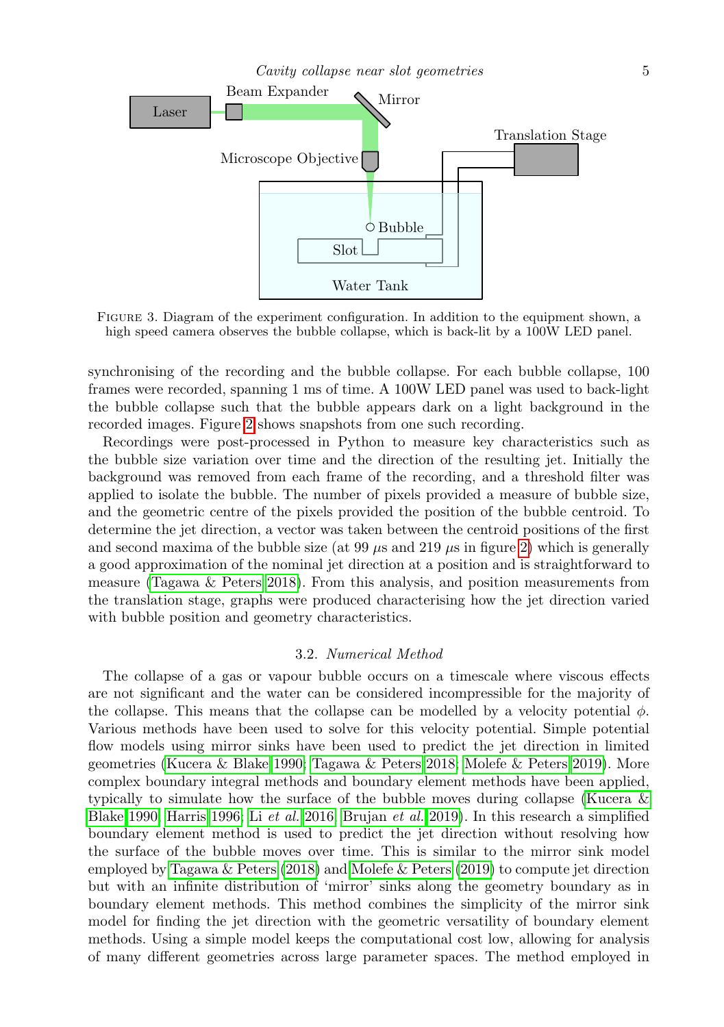FIGURE 3. Diagram of the experiment configuration. In addition to the equipment shown, a high speed camera observes the bubble collapse, which is back-lit by a 100W LED panel.

synchronising of the recording and the bubble collapse. For each bubble collapse, 100 frames were recorded, spanning 1 ms of time. A 100W LED panel was used to back-light the bubble collapse such that the bubble appears dark on a light background in the recorded images. Figure 2 shows snapshots from one such recording.

Recordings were post-processed in Python to measure key characteristics such as the bubble size variation over time and the direction of the resulting jet. Initially the background was removed from each frame of the recording, and a threshold filter was applied to isolate the bubble. The number of pixels provided a measure of bubble size, and the geometric centre of the pixels provided the position of the bubble centroid. To determine the jet direction, a vector was taken between the centroid positions of the first and second maxima of the bubble size (at 99 $\mu$s and 219 $\mu$s in figure 2) which is generally a good approximation of the nominal jet direction at a position and is straightforward to measure (Tagawa & Peters 2018). From this analysis, and position measurements from the translation stage, graphs were produced characterising how the jet direction varied with bubble position and geometry characteristics.

### 3.2. *Numerical Method*

The collapse of a gas or vapour bubble occurs on a timescale where viscous effects are not significant and the water can be considered incompressible for the majority of the collapse. This means that the collapse can be modelled by a velocity potential $\phi$. Various methods have been used to solve for this velocity potential. Simple potential flow models using mirror sinks have been used to predict the jet direction in limited geometries (Kucera & Blake 1990; Tagawa & Peters 2018; Molefe & Peters 2019). More complex boundary integral methods and boundary element methods have been applied, typically to simulate how the surface of the bubble moves during collapse (Kucera & Blake 1990; Harris 1996; Li *et al.* 2016; Brujan *et al.* 2019). In this research a simplified boundary element method is used to predict the jet direction without resolving how the surface of the bubble moves over time. This is similar to the mirror sink model employed by Tagawa & Peters (2018) and Molefe & Peters (2019) to compute jet direction but with an infinite distribution of 'mirror' sinks along the geometry boundary as in boundary element methods. This method combines the simplicity of the mirror sink model for finding the jet direction with the geometric versatility of boundary element methods. Using a simple model keeps the computational cost low, allowing for analysis of many different geometries across large parameter spaces. The method employed in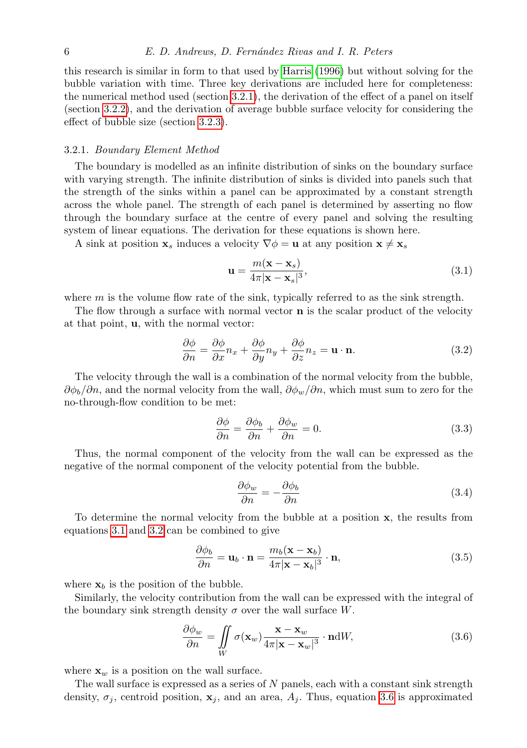this research is similar in form to that used by Harris (1996) but without solving for the bubble variation with time. Three key derivations are included here for completeness: the numerical method used (section 3.2.1), the derivation of the effect of a panel on itself (section 3.2.2), and the derivation of average bubble surface velocity for considering the effect of bubble size (section 3.2.3).

### 3.2.1. *Boundary Element Method*

The boundary is modelled as an infinite distribution of sinks on the boundary surface with varying strength. The infinite distribution of sinks is divided into panels such that the strength of the sinks within a panel can be approximated by a constant strength across the whole panel. The strength of each panel is determined by asserting no flow through the boundary surface at the centre of every panel and solving the resulting system of linear equations. The derivation for these equations is shown here.

A sink at position $\mathbf{x}_s$ induces a velocity $\nabla\phi = \mathbf{u}$ at any position $\mathbf{x} \neq \mathbf{x}_s$

$$\mathbf{u} = \frac{m(\mathbf{x} - \mathbf{x}_s)}{4\pi|\mathbf{x} - \mathbf{x}_s|^3}, \tag{3.1}$$

where $m$ is the volume flow rate of the sink, typically referred to as the sink strength.

The flow through a surface with normal vector $\mathbf{n}$ is the scalar product of the velocity at that point, $\mathbf{u}$, with the normal vector:

$$\frac{\partial\phi}{\partial n} = \frac{\partial\phi}{\partial x}n_x + \frac{\partial\phi}{\partial y}n_y + \frac{\partial\phi}{\partial z}n_z = \mathbf{u}\cdot\mathbf{n}. \tag{3.2}$$

The velocity through the wall is a combination of the normal velocity from the bubble, $\partial\phi_b/\partial n$, and the normal velocity from the wall, $\partial\phi_w/\partial n$, which must sum to zero for the no-through-flow condition to be met:

$$\frac{\partial\phi}{\partial n} = \frac{\partial\phi_b}{\partial n} + \frac{\partial\phi_w}{\partial n} = 0. \tag{3.3}$$

Thus, the normal component of the velocity from the wall can be expressed as the negative of the normal component of the velocity potential from the bubble.

$$\frac{\partial\phi_w}{\partial n} = -\frac{\partial\phi_b}{\partial n} \tag{3.4}$$

To determine the normal velocity from the bubble at a position $\mathbf{x}$, the results from equations 3.1 and 3.2 can be combined to give

$$\frac{\partial\phi_b}{\partial n} = \mathbf{u}_b\cdot\mathbf{n} = \frac{m_b(\mathbf{x} - \mathbf{x}_b)}{4\pi|\mathbf{x} - \mathbf{x}_b|^3}\cdot\mathbf{n}, \tag{3.5}$$

where $\mathbf{x}_b$ is the position of the bubble.

Similarly, the velocity contribution from the wall can be expressed with the integral of the boundary sink strength density $\sigma$ over the wall surface $W$.

$$\frac{\partial\phi_w}{\partial n} = \iint\limits_W \sigma(\mathbf{x}_w)\frac{\mathbf{x} - \mathbf{x}_w}{4\pi|\mathbf{x} - \mathbf{x}_w|^3}\cdot\mathbf{n}\mathrm{d}W, \tag{3.6}$$

where $\mathbf{x}_w$ is a position on the wall surface.

The wall surface is expressed as a series of $N$ panels, each with a constant sink strength density, $\sigma_j$, centroid position, $\mathbf{x}_j$, and an area, $A_j$. Thus, equation 3.6 is approximated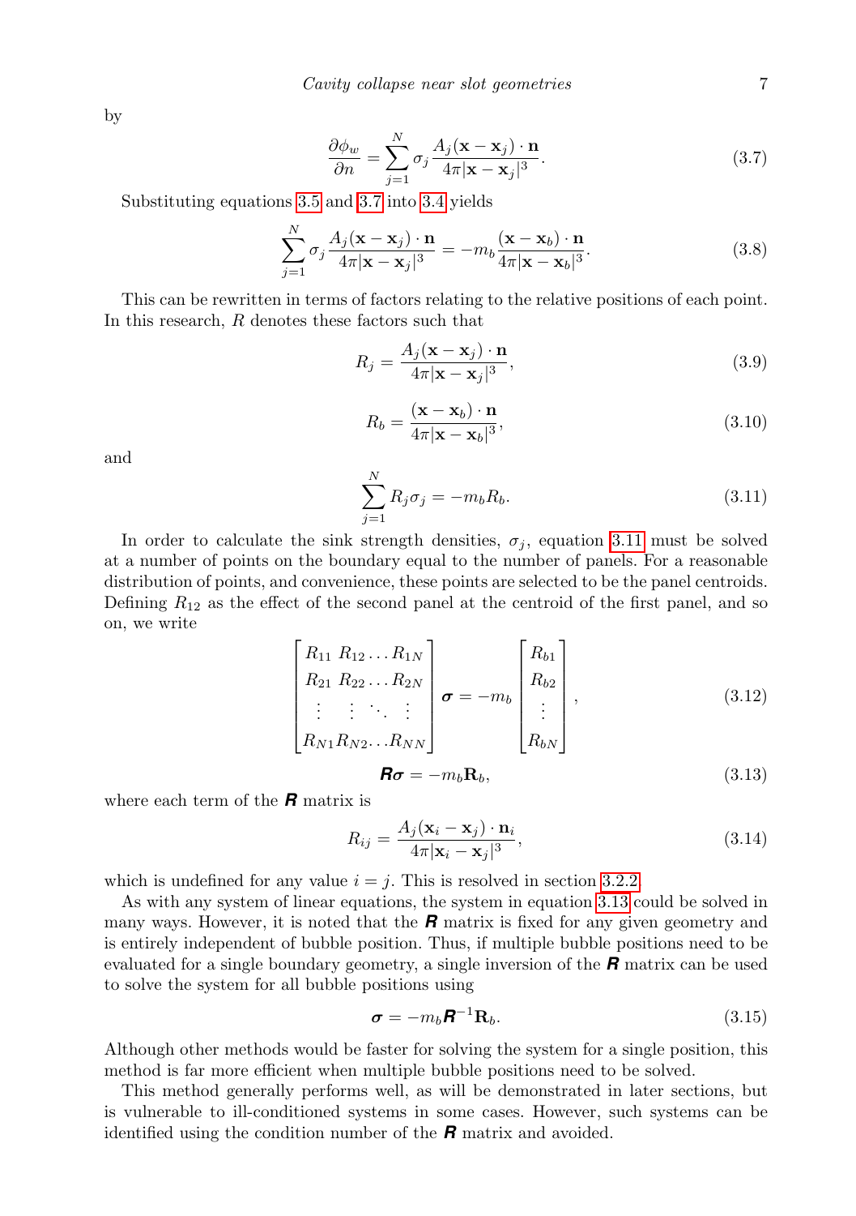by

$$\frac{\partial \phi_w}{\partial n} = \sum_{j=1}^{N} \sigma_j \frac{A_j(\mathbf{x} - \mathbf{x}_j) \cdot \mathbf{n}}{4\pi|\mathbf{x} - \mathbf{x}_j|^3}. \tag{3.7}$$

Substituting equations 3.5 and 3.7 into 3.4 yields

$$\sum_{j=1}^{N} \sigma_j \frac{A_j(\mathbf{x} - \mathbf{x}_j) \cdot \mathbf{n}}{4\pi|\mathbf{x} - \mathbf{x}_j|^3} = -m_b \frac{(\mathbf{x} - \mathbf{x}_b) \cdot \mathbf{n}}{4\pi|\mathbf{x} - \mathbf{x}_b|^3}. \tag{3.8}$$

This can be rewritten in terms of factors relating to the relative positions of each point. In this research, $R$ denotes these factors such that

$$R_j = \frac{A_j(\mathbf{x} - \mathbf{x}_j) \cdot \mathbf{n}}{4\pi|\mathbf{x} - \mathbf{x}_j|^3}, \tag{3.9}$$

$$R_b = \frac{(\mathbf{x} - \mathbf{x}_b) \cdot \mathbf{n}}{4\pi|\mathbf{x} - \mathbf{x}_b|^3}, \tag{3.10}$$

and

$$\sum_{j=1}^{N} R_j \sigma_j = -m_b R_b. \tag{3.11}$$

In order to calculate the sink strength densities, $\sigma_j$, equation 3.11 must be solved at a number of points on the boundary equal to the number of panels. For a reasonable distribution of points, and convenience, these points are selected to be the panel centroids. Defining $R_{12}$ as the effect of the second panel at the centroid of the first panel, and so on, we write

$$\begin{bmatrix} R_{11} & R_{12} \dots R_{1N} \\ R_{21} & R_{22} \dots R_{2N} \\ \vdots & \vdots \ddots \vdots \\ R_{N1} & R_{N2} \dots R_{NN} \end{bmatrix} \boldsymbol{\sigma} = -m_b \begin{bmatrix} R_{b1} \\ R_{b2} \\ \vdots \\ R_{bN} \end{bmatrix}, \tag{3.12}$$

$$\boldsymbol{R}\boldsymbol{\sigma} = -m_b \mathbf{R}_b, \tag{3.13}$$

where each term of the $\boldsymbol{R}$ matrix is

$$R_{ij} = \frac{A_j(\mathbf{x}_i - \mathbf{x}_j) \cdot \mathbf{n}_i}{4\pi|\mathbf{x}_i - \mathbf{x}_j|^3}, \tag{3.14}$$

which is undefined for any value $i = j$. This is resolved in section 3.2.2.

As with any system of linear equations, the system in equation 3.13 could be solved in many ways. However, it is noted that the $\boldsymbol{R}$ matrix is fixed for any given geometry and is entirely independent of bubble position. Thus, if multiple bubble positions need to be evaluated for a single boundary geometry, a single inversion of the $\boldsymbol{R}$ matrix can be used to solve the system for all bubble positions using

$$\boldsymbol{\sigma} = -m_b \boldsymbol{R}^{-1} \mathbf{R}_b. \tag{3.15}$$

Although other methods would be faster for solving the system for a single position, this method is far more efficient when multiple bubble positions need to be solved.

This method generally performs well, as will be demonstrated in later sections, but is vulnerable to ill-conditioned systems in some cases. However, such systems can be identified using the condition number of the $\boldsymbol{R}$ matrix and avoided.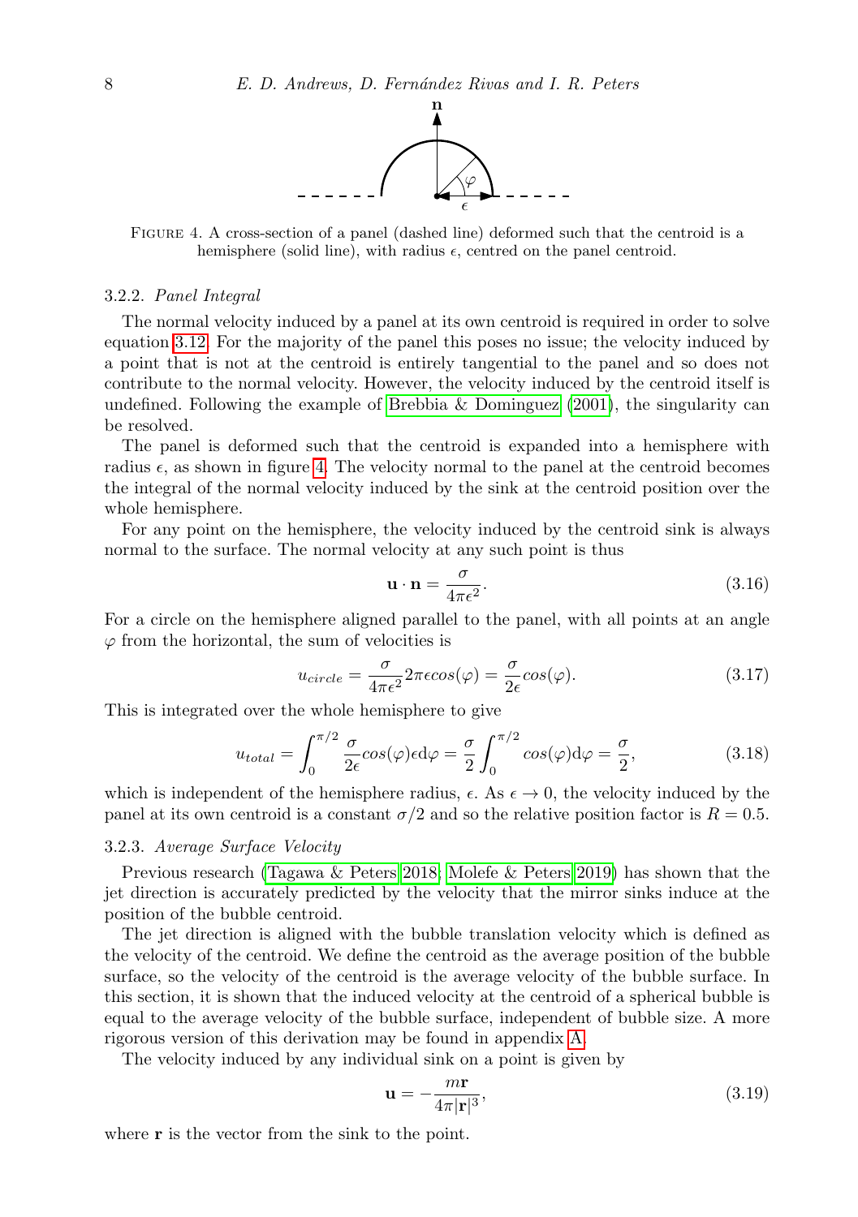n

$\varphi$

$\epsilon$

FIGURE 4. A cross-section of a panel (dashed line) deformed such that the centroid is a hemisphere (solid line), with radius $\epsilon$, centred on the panel centroid.

#### 3.2.2. *Panel Integral*

The normal velocity induced by a panel at its own centroid is required in order to solve equation 3.12. For the majority of the panel this poses no issue; the velocity induced by a point that is not at the centroid is entirely tangential to the panel and so does not contribute to the normal velocity. However, the velocity induced by the centroid itself is undefined. Following the example of Brebbia & Dominguez (2001), the singularity can be resolved.

The panel is deformed such that the centroid is expanded into a hemisphere with radius $\epsilon$, as shown in figure 4. The velocity normal to the panel at the centroid becomes the integral of the normal velocity induced by the sink at the centroid position over the whole hemisphere.

For any point on the hemisphere, the velocity induced by the centroid sink is always normal to the surface. The normal velocity at any such point is thus

$$\mathbf{u} \cdot \mathbf{n} = \frac{\sigma}{4\pi\epsilon^2}. \tag{3.16}$$

For a circle on the hemisphere aligned parallel to the panel, with all points at an angle $\varphi$ from the horizontal, the sum of velocities is

$$u_{circle} = \frac{\sigma}{4\pi\epsilon^2} 2\pi\epsilon cos(\varphi) = \frac{\sigma}{2\epsilon} cos(\varphi). \tag{3.17}$$

This is integrated over the whole hemisphere to give

$$u_{total} = \int_0^{\pi/2} \frac{\sigma}{2\epsilon} cos(\varphi) \epsilon \mathrm{d}\varphi = \frac{\sigma}{2} \int_0^{\pi/2} cos(\varphi) \mathrm{d}\varphi = \frac{\sigma}{2}, \tag{3.18}$$

which is independent of the hemisphere radius, $\epsilon$. As $\epsilon \to 0$, the velocity induced by the panel at its own centroid is a constant $\sigma/2$ and so the relative position factor is $R = 0.5$.

#### 3.2.3. *Average Surface Velocity*

Previous research (Tagawa & Peters 2018; Molefe & Peters 2019) has shown that the jet direction is accurately predicted by the velocity that the mirror sinks induce at the position of the bubble centroid.

The jet direction is aligned with the bubble translation velocity which is defined as the velocity of the centroid. We define the centroid as the average position of the bubble surface, so the velocity of the centroid is the average velocity of the bubble surface. In this section, it is shown that the induced velocity at the centroid of a spherical bubble is equal to the average velocity of the bubble surface, independent of bubble size. A more rigorous version of this derivation may be found in appendix A.

The velocity induced by any individual sink on a point is given by

$$\mathbf{u} = -\frac{m\mathbf{r}}{4\pi|\mathbf{r}|^3}, \tag{3.19}$$

where $\mathbf{r}$ is the vector from the sink to the point.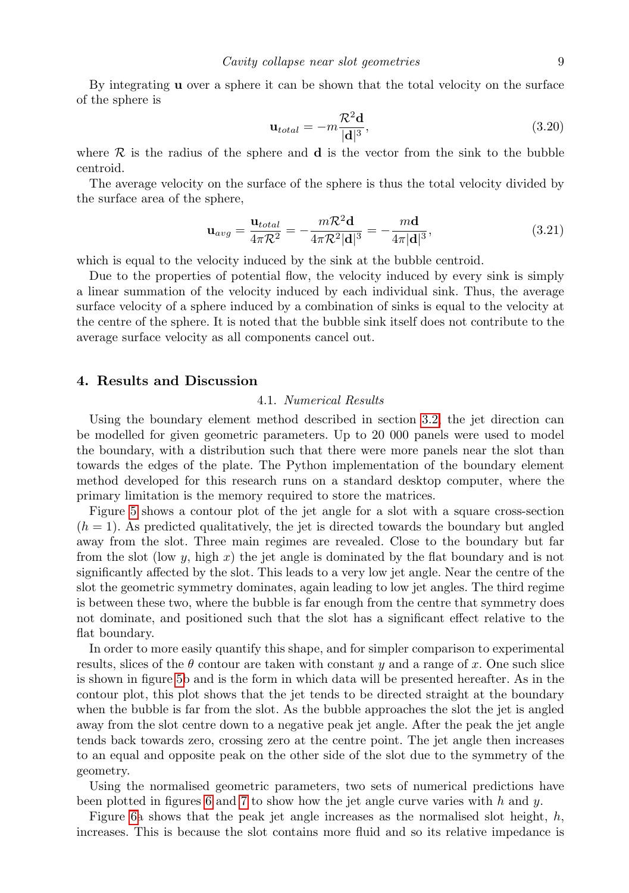By integrating $\mathbf{u}$ over a sphere it can be shown that the total velocity on the surface of the sphere is

$$\mathbf{u}_{total} = -m\frac{\mathcal{R}^2\mathbf{d}}{|\mathbf{d}|^3}, \tag{3.20}$$

where $\mathcal{R}$ is the radius of the sphere and $\mathbf{d}$ is the vector from the sink to the bubble centroid.

The average velocity on the surface of the sphere is thus the total velocity divided by the surface area of the sphere,

$$\mathbf{u}_{avg} = \frac{\mathbf{u}_{total}}{4\pi\mathcal{R}^2} = -\frac{m\mathcal{R}^2\mathbf{d}}{4\pi\mathcal{R}^2|\mathbf{d}|^3} = -\frac{m\mathbf{d}}{4\pi|\mathbf{d}|^3}, \tag{3.21}$$

which is equal to the velocity induced by the sink at the bubble centroid.

Due to the properties of potential flow, the velocity induced by every sink is simply a linear summation of the velocity induced by each individual sink. Thus, the average surface velocity of a sphere induced by a combination of sinks is equal to the velocity at the centre of the sphere. It is noted that the bubble sink itself does not contribute to the average surface velocity as all components cancel out.

## 4. Results and Discussion

### 4.1. *Numerical Results*

Using the boundary element method described in section 3.2, the jet direction can be modelled for given geometric parameters. Up to 20 000 panels were used to model the boundary, with a distribution such that there were more panels near the slot than towards the edges of the plate. The Python implementation of the boundary element method developed for this research runs on a standard desktop computer, where the primary limitation is the memory required to store the matrices.

Figure 5 shows a contour plot of the jet angle for a slot with a square cross-section ($h = 1$). As predicted qualitatively, the jet is directed towards the boundary but angled away from the slot. Three main regimes are revealed. Close to the boundary but far from the slot (low $y$, high $x$) the jet angle is dominated by the flat boundary and is not significantly affected by the slot. This leads to a very low jet angle. Near the centre of the slot the geometric symmetry dominates, again leading to low jet angles. The third regime is between these two, where the bubble is far enough from the centre that symmetry does not dominate, and positioned such that the slot has a significant effect relative to the flat boundary.

In order to more easily quantify this shape, and for simpler comparison to experimental results, slices of the $\theta$ contour are taken with constant $y$ and a range of $x$. One such slice is shown in figure 5b and is the form in which data will be presented hereafter. As in the contour plot, this plot shows that the jet tends to be directed straight at the boundary when the bubble is far from the slot. As the bubble approaches the slot the jet is angled away from the slot centre down to a negative peak jet angle. After the peak the jet angle tends back towards zero, crossing zero at the centre point. The jet angle then increases to an equal and opposite peak on the other side of the slot due to the symmetry of the geometry.

Using the normalised geometric parameters, two sets of numerical predictions have been plotted in figures 6 and 7 to show how the jet angle curve varies with $h$ and $y$.

Figure 6a shows that the peak jet angle increases as the normalised slot height, $h$, increases. This is because the slot contains more fluid and so its relative impedance is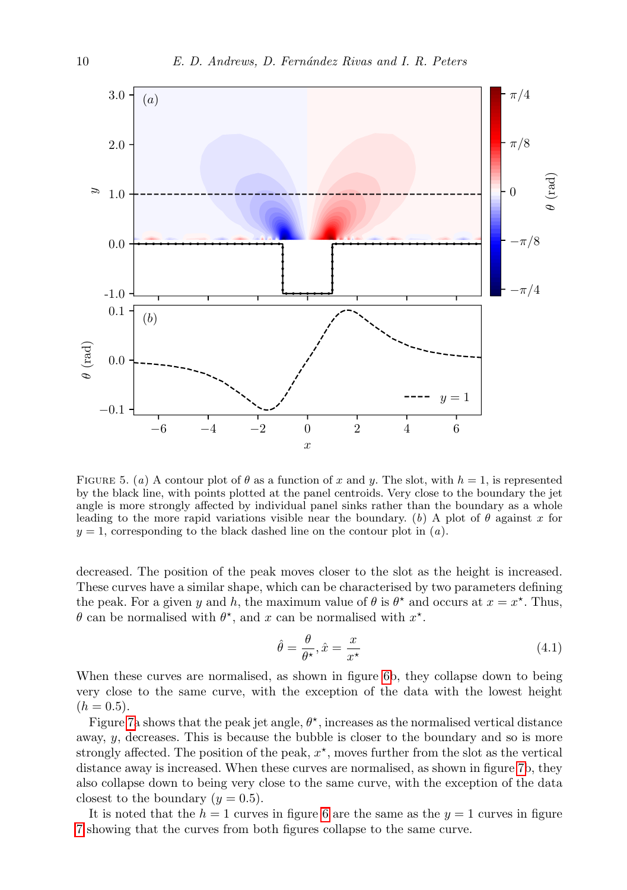(a)

3.0

2.0

1.0

0.0

-1.0

$y$

$\pi/4$

$\pi/8$

0

$-\pi/8$

$-\pi/4$

$\theta$ (rad)

(b)

0.1

0.0

−0.1

$\theta$ (rad)

$y = 1$

−6 −4 −2 0 2 4 6

$x$

FIGURE 5. (a) A contour plot of $\theta$ as a function of $x$ and $y$. The slot, with $h = 1$, is represented by the black line, with points plotted at the panel centroids. Very close to the boundary the jet angle is more strongly affected by individual panel sinks rather than the boundary as a whole leading to the more rapid variations visible near the boundary. (b) A plot of $\theta$ against $x$ for $y = 1$, corresponding to the black dashed line on the contour plot in (a).

decreased. The position of the peak moves closer to the slot as the height is increased. These curves have a similar shape, which can be characterised by two parameters defining the peak. For a given $y$ and $h$, the maximum value of $\theta$ is $\theta^\star$ and occurs at $x = x^\star$. Thus, $\theta$ can be normalised with $\theta^\star$, and $x$ can be normalised with $x^\star$.

$$\hat{\theta} = \frac{\theta}{\theta^\star}, \hat{x} = \frac{x}{x^\star} \tag{4.1}$$

When these curves are normalised, as shown in figure 6b, they collapse down to being very close to the same curve, with the exception of the data with the lowest height ($h = 0.5$).

Figure 7a shows that the peak jet angle, $\theta^\star$, increases as the normalised vertical distance away, $y$, decreases. This is because the bubble is closer to the boundary and so is more strongly affected. The position of the peak, $x^\star$, moves further from the slot as the vertical distance away is increased. When these curves are normalised, as shown in figure 7b, they also collapse down to being very close to the same curve, with the exception of the data closest to the boundary ($y = 0.5$).

It is noted that the $h = 1$ curves in figure 6 are the same as the $y = 1$ curves in figure 7 showing that the curves from both figures collapse to the same curve.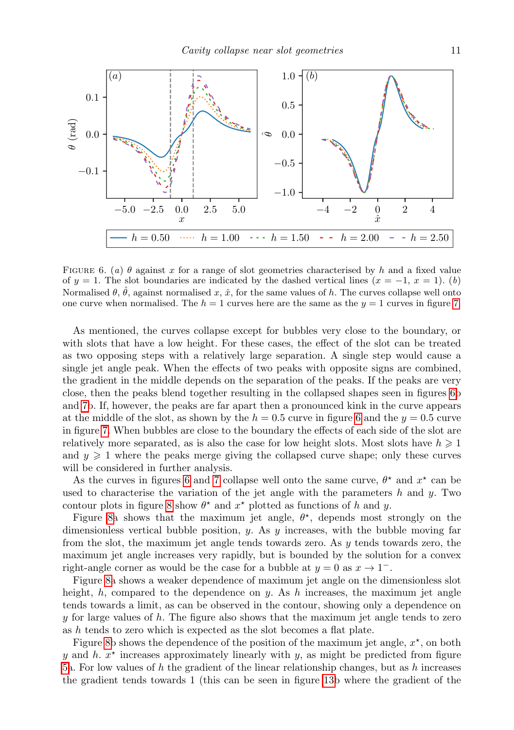(a)

$\theta$ (rad)

0.1

0.0

−0.1

−5.0 −2.5 0.0 2.5 5.0

$x$

(b)

$\hat{\theta}$

1.0

0.5

0.0

−0.5

−1.0

−4 −2 0 2 4

$\hat{x}$

$h = 0.50$ $h = 1.00$ $h = 1.50$ $h = 2.00$ $h = 2.50$

FIGURE 6. (a) $\theta$ against $x$ for a range of slot geometries characterised by $h$ and a fixed value of $y = 1$. The slot boundaries are indicated by the dashed vertical lines ($x = -1$, $x = 1$). (b) Normalised $\theta$, $\hat{\theta}$, against normalised $x$, $\hat{x}$, for the same values of $h$. The curves collapse well onto one curve when normalised. The $h = 1$ curves here are the same as the $y = 1$ curves in figure 7.

As mentioned, the curves collapse except for bubbles very close to the boundary, or with slots that have a low height. For these cases, the effect of the slot can be treated as two opposing steps with a relatively large separation. A single step would cause a single jet angle peak. When the effects of two peaks with opposite signs are combined, the gradient in the middle depends on the separation of the peaks. If the peaks are very close, then the peaks blend together resulting in the collapsed shapes seen in figures 6b and 7b. If, however, the peaks are far apart then a pronounced kink in the curve appears at the middle of the slot, as shown by the $h = 0.5$ curve in figure 6 and the $y = 0.5$ curve in figure 7. When bubbles are close to the boundary the effects of each side of the slot are relatively more separated, as is also the case for low height slots. Most slots have $h \geqslant 1$ and $y \geqslant 1$ where the peaks merge giving the collapsed curve shape; only these curves will be considered in further analysis.

As the curves in figures 6 and 7 collapse well onto the same curve, $\theta^\star$ and $x^\star$ can be used to characterise the variation of the jet angle with the parameters $h$ and $y$. Two contour plots in figure 8 show $\theta^\star$ and $x^\star$ plotted as functions of $h$ and $y$.

Figure 8a shows that the maximum jet angle, $\theta^\star$, depends most strongly on the dimensionless vertical bubble position, $y$. As $y$ increases, with the bubble moving far from the slot, the maximum jet angle tends towards zero. As $y$ tends towards zero, the maximum jet angle increases very rapidly, but is bounded by the solution for a convex right-angle corner as would be the case for a bubble at $y = 0$ as $x \to 1^-$.

Figure 8a shows a weaker dependence of maximum jet angle on the dimensionless slot height, $h$, compared to the dependence on $y$. As $h$ increases, the maximum jet angle tends towards a limit, as can be observed in the contour, showing only a dependence on $y$ for large values of $h$. The figure also shows that the maximum jet angle tends to zero as $h$ tends to zero which is expected as the slot becomes a flat plate.

Figure 8b shows the dependence of the position of the maximum jet angle, $x^\star$, on both $y$ and $h$. $x^\star$ increases approximately linearly with $y$, as might be predicted from figure 5a. For low values of $h$ the gradient of the linear relationship changes, but as $h$ increases the gradient tends towards 1 (this can be seen in figure 13b where the gradient of the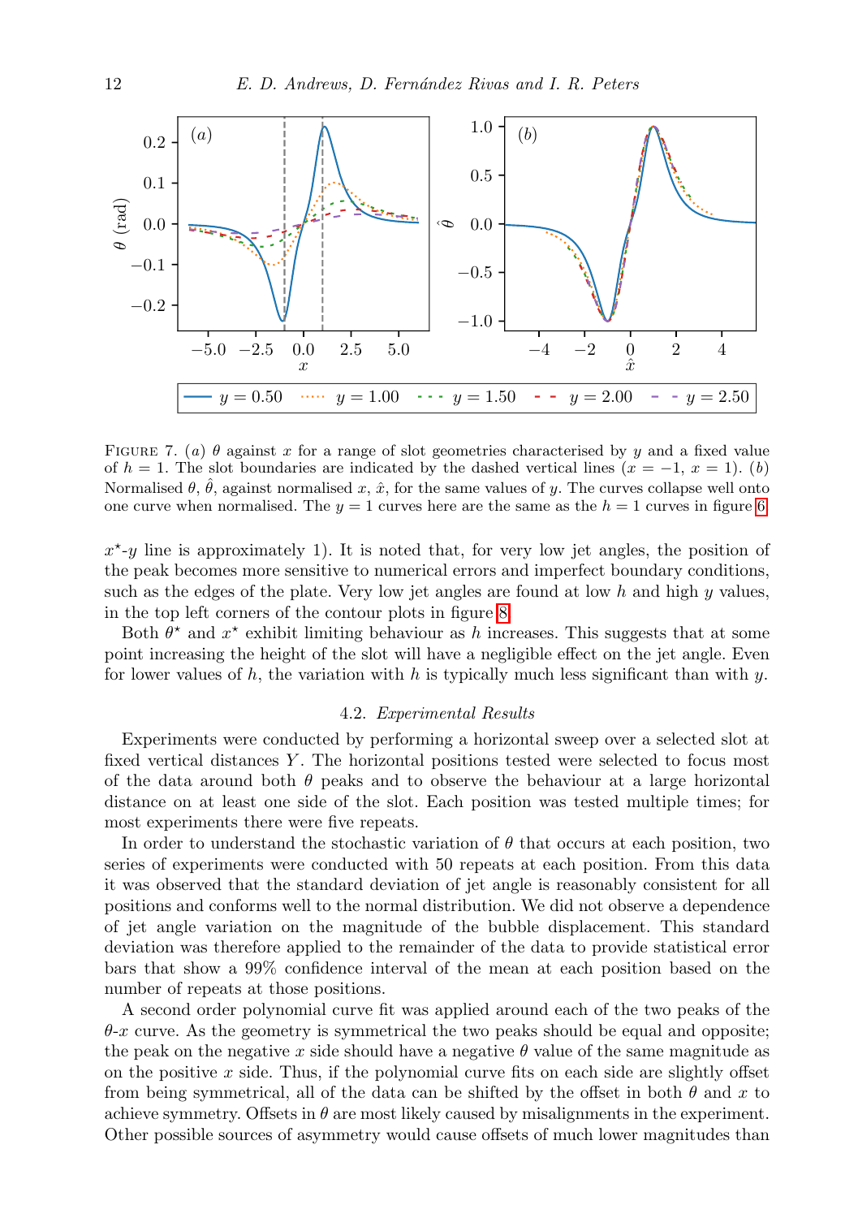(a)

0.2
0.1
0.0
−0.1
−0.2

$\theta$ (rad)

−5.0 −2.5 0.0 2.5 5.0

$x$

(b)

1.0
0.5
0.0
−0.5
−1.0

$\hat{\theta}$

−4 −2 0 2 4

$\hat{x}$

$y = 0.50$ $y = 1.00$ $y = 1.50$ $y = 2.00$ $y = 2.50$

FIGURE 7. (*a*) $\theta$ against $x$ for a range of slot geometries characterised by $y$ and a fixed value of $h = 1$. The slot boundaries are indicated by the dashed vertical lines ($x = -1$, $x = 1$). (*b*) Normalised $\theta$, $\hat{\theta}$, against normalised $x$, $\hat{x}$, for the same values of $y$. The curves collapse well onto one curve when normalised. The $y = 1$ curves here are the same as the $h = 1$ curves in figure 6.

$x^\star$-$y$ line is approximately 1). It is noted that, for very low jet angles, the position of the peak becomes more sensitive to numerical errors and imperfect boundary conditions, such as the edges of the plate. Very low jet angles are found at low $h$ and high $y$ values, in the top left corners of the contour plots in figure 8.

Both $\theta^\star$ and $x^\star$ exhibit limiting behaviour as $h$ increases. This suggests that at some point increasing the height of the slot will have a negligible effect on the jet angle. Even for lower values of $h$, the variation with $h$ is typically much less significant than with $y$.

### 4.2. *Experimental Results*

Experiments were conducted by performing a horizontal sweep over a selected slot at fixed vertical distances $Y$. The horizontal positions tested were selected to focus most of the data around both $\theta$ peaks and to observe the behaviour at a large horizontal distance on at least one side of the slot. Each position was tested multiple times; for most experiments there were five repeats.

In order to understand the stochastic variation of $\theta$ that occurs at each position, two series of experiments were conducted with 50 repeats at each position. From this data it was observed that the standard deviation of jet angle is reasonably consistent for all positions and conforms well to the normal distribution. We did not observe a dependence of jet angle variation on the magnitude of the bubble displacement. This standard deviation was therefore applied to the remainder of the data to provide statistical error bars that show a 99% confidence interval of the mean at each position based on the number of repeats at those positions.

A second order polynomial curve fit was applied around each of the two peaks of the $\theta$-$x$ curve. As the geometry is symmetrical the two peaks should be equal and opposite; the peak on the negative $x$ side should have a negative $\theta$ value of the same magnitude as on the positive $x$ side. Thus, if the polynomial curve fits on each side are slightly offset from being symmetrical, all of the data can be shifted by the offset in both $\theta$ and $x$ to achieve symmetry. Offsets in $\theta$ are most likely caused by misalignments in the experiment. Other possible sources of asymmetry would cause offsets of much lower magnitudes than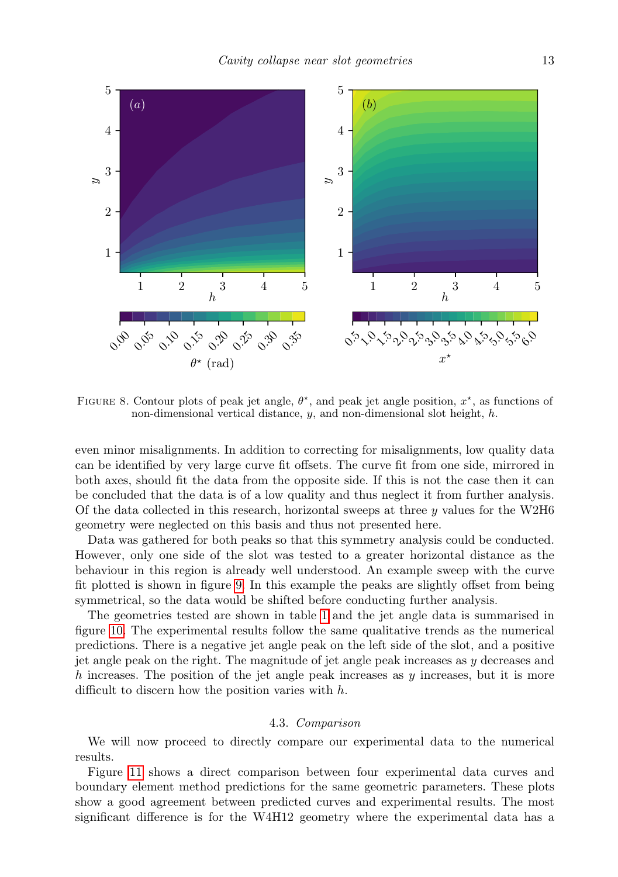(a)

5
4
3
2
1

$y$

1 2 3 4 5

$h$

0.00 0.05 0.10 0.15 0.20 0.25 0.30 0.35

$\theta^\star$ (rad)

(b)

5
4
3
2
1

$y$

1 2 3 4 5

$h$

0.5 1.0 1.5 2.0 2.5 3.0 3.5 4.0 4.5 5.0 5.5 6.0

$x^\star$

FIGURE 8. Contour plots of peak jet angle, $\theta^\star$, and peak jet angle position, $x^\star$, as functions of non-dimensional vertical distance, $y$, and non-dimensional slot height, $h$.

even minor misalignments. In addition to correcting for misalignments, low quality data can be identified by very large curve fit offsets. The curve fit from one side, mirrored in both axes, should fit the data from the opposite side. If this is not the case then it can be concluded that the data is of a low quality and thus neglect it from further analysis. Of the data collected in this research, horizontal sweeps at three $y$ values for the W2H6 geometry were neglected on this basis and thus not presented here.

Data was gathered for both peaks so that this symmetry analysis could be conducted. However, only one side of the slot was tested to a greater horizontal distance as the behaviour in this region is already well understood. An example sweep with the curve fit plotted is shown in figure 9. In this example the peaks are slightly offset from being symmetrical, so the data would be shifted before conducting further analysis.

The geometries tested are shown in table 1 and the jet angle data is summarised in figure 10. The experimental results follow the same qualitative trends as the numerical predictions. There is a negative jet angle peak on the left side of the slot, and a positive jet angle peak on the right. The magnitude of jet angle peak increases as $y$ decreases and $h$ increases. The position of the jet angle peak increases as $y$ increases, but it is more difficult to discern how the position varies with $h$.

### 4.3. *Comparison*

We will now proceed to directly compare our experimental data to the numerical results.

Figure 11 shows a direct comparison between four experimental data curves and boundary element method predictions for the same geometric parameters. These plots show a good agreement between predicted curves and experimental results. The most significant difference is for the W4H12 geometry where the experimental data has a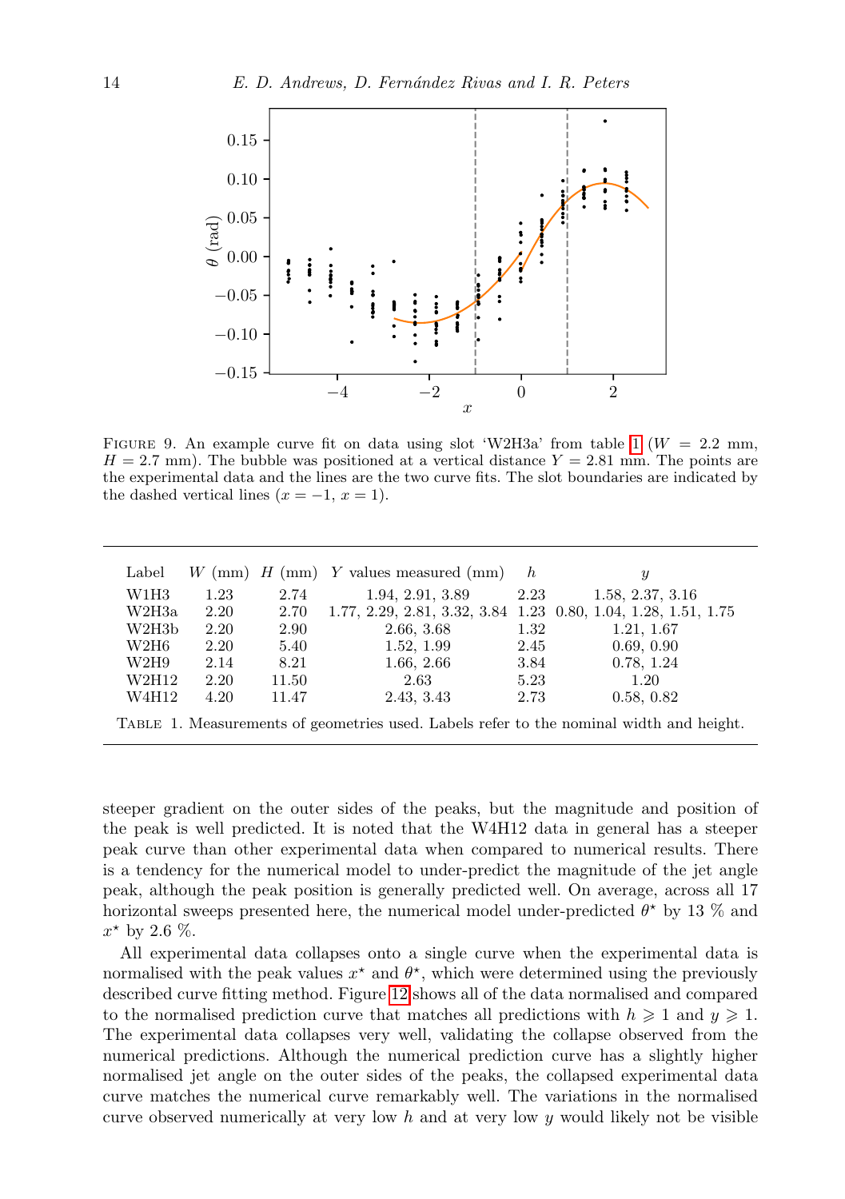0.15
0.10
0.05
0.00
−0.05
−0.10
−0.15

$\theta$ (rad)

−4
−2
0
2

$x$

Figure 9. An example curve fit on data using slot 'W2H3a' from table 1 ($W$ = 2.2 mm, $H$ = 2.7 mm). The bubble was positioned at a vertical distance $Y$ = 2.81 mm. The points are the experimental data and the lines are the two curve fits. The slot boundaries are indicated by the dashed vertical lines ($x = -1$, $x = 1$).

| Label | $W$ (mm) | $H$ (mm) | $Y$ values measured (mm) | $h$ | $y$ |
|---|---|---|---|---|---|
| W1H3 | 1.23 | 2.74 | 1.94, 2.91, 3.89 | 2.23 | 1.58, 2.37, 3.16 |
| W2H3a | 2.20 | 2.70 | 1.77, 2.29, 2.81, 3.32, 3.84 | 1.23 | 0.80, 1.04, 1.28, 1.51, 1.75 |
| W2H3b | 2.20 | 2.90 | 2.66, 3.68 | 1.32 | 1.21, 1.67 |
| W2H6 | 2.20 | 5.40 | 1.52, 1.99 | 2.45 | 0.69, 0.90 |
| W2H9 | 2.14 | 8.21 | 1.66, 2.66 | 3.84 | 0.78, 1.24 |
| W2H12 | 2.20 | 11.50 | 2.63 | 5.23 | 1.20 |
| W4H12 | 4.20 | 11.47 | 2.43, 3.43 | 2.73 | 0.58, 0.82 |

Table 1. Measurements of geometries used. Labels refer to the nominal width and height.

steeper gradient on the outer sides of the peaks, but the magnitude and position of the peak is well predicted. It is noted that the W4H12 data in general has a steeper peak curve than other experimental data when compared to numerical results. There is a tendency for the numerical model to under-predict the magnitude of the jet angle peak, although the peak position is generally predicted well. On average, across all 17 horizontal sweeps presented here, the numerical model under-predicted $\theta^\star$ by 13 % and $x^\star$ by 2.6 %.

All experimental data collapses onto a single curve when the experimental data is normalised with the peak values $x^\star$ and $\theta^\star$, which were determined using the previously described curve fitting method. Figure 12 shows all of the data normalised and compared to the normalised prediction curve that matches all predictions with $h \geqslant 1$ and $y \geqslant 1$. The experimental data collapses very well, validating the collapse observed from the numerical predictions. Although the numerical prediction curve has a slightly higher normalised jet angle on the outer sides of the peaks, the collapsed experimental data curve matches the numerical curve remarkably well. The variations in the normalised curve observed numerically at very low $h$ and at very low $y$ would likely not be visible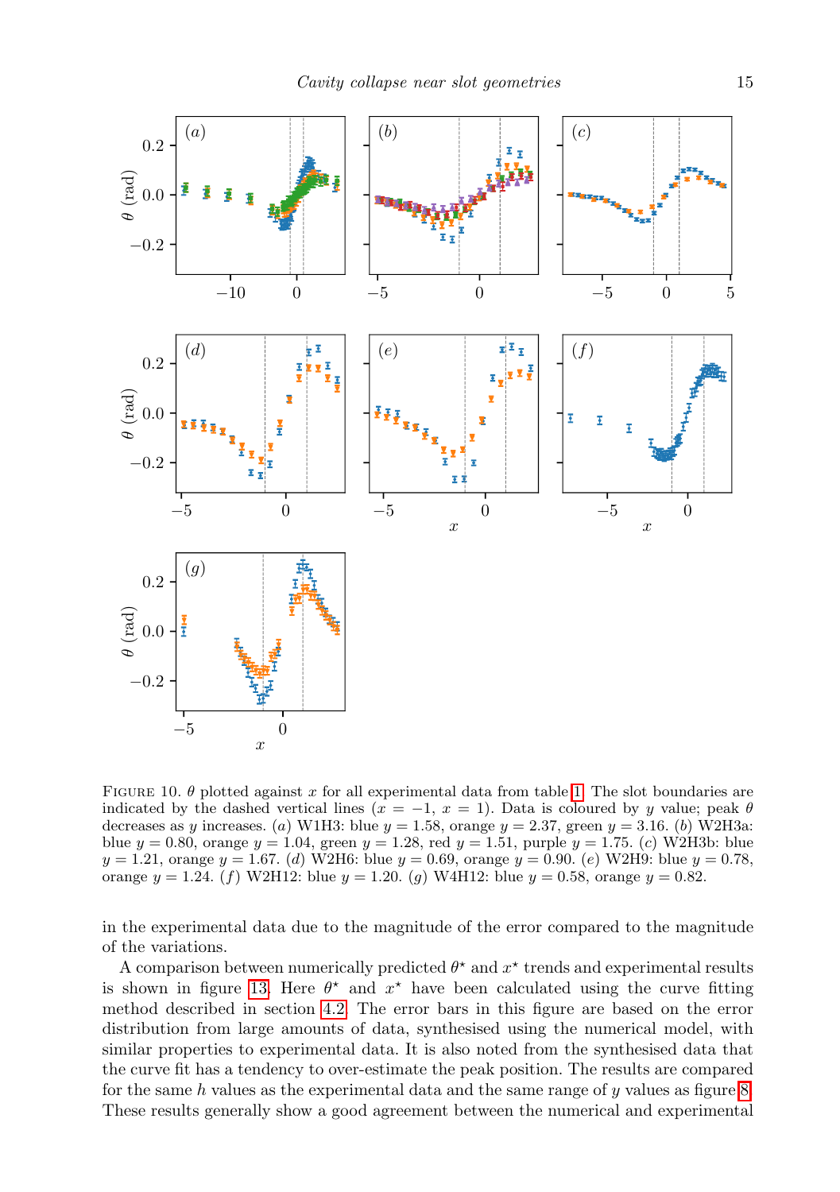(a)
0.2
0.0
−0.2
θ (rad)
−10
0

(b)
−5
0

(c)
−5
0
5

(d)
0.2
0.0
−0.2
θ (rad)
−5
0

(e)
−5
0
x

(f)
−5
0
x

(g)
0.2
0.0
−0.2
θ (rad)
−5
0
x

FIGURE 10. $\theta$ plotted against $x$ for all experimental data from table 1. The slot boundaries are indicated by the dashed vertical lines ($x = -1$, $x = 1$). Data is coloured by $y$ value; peak $\theta$ decreases as $y$ increases. ($a$) W1H3: blue $y = 1.58$, orange $y = 2.37$, green $y = 3.16$. ($b$) W2H3a: blue $y = 0.80$, orange $y = 1.04$, green $y = 1.28$, red $y = 1.51$, purple $y = 1.75$. ($c$) W2H3b: blue $y = 1.21$, orange $y = 1.67$. ($d$) W2H6: blue $y = 0.69$, orange $y = 0.90$. ($e$) W2H9: blue $y = 0.78$, orange $y = 1.24$. ($f$) W2H12: blue $y = 1.20$. ($g$) W4H12: blue $y = 0.58$, orange $y = 0.82$.

in the experimental data due to the magnitude of the error compared to the magnitude of the variations.

A comparison between numerically predicted $\theta^\star$ and $x^\star$ trends and experimental results is shown in figure 13. Here $\theta^\star$ and $x^\star$ have been calculated using the curve fitting method described in section 4.2. The error bars in this figure are based on the error distribution from large amounts of data, synthesised using the numerical model, with similar properties to experimental data. It is also noted from the synthesised data that the curve fit has a tendency to over-estimate the peak position. The results are compared for the same $h$ values as the experimental data and the same range of $y$ values as figure 8. These results generally show a good agreement between the numerical and experimental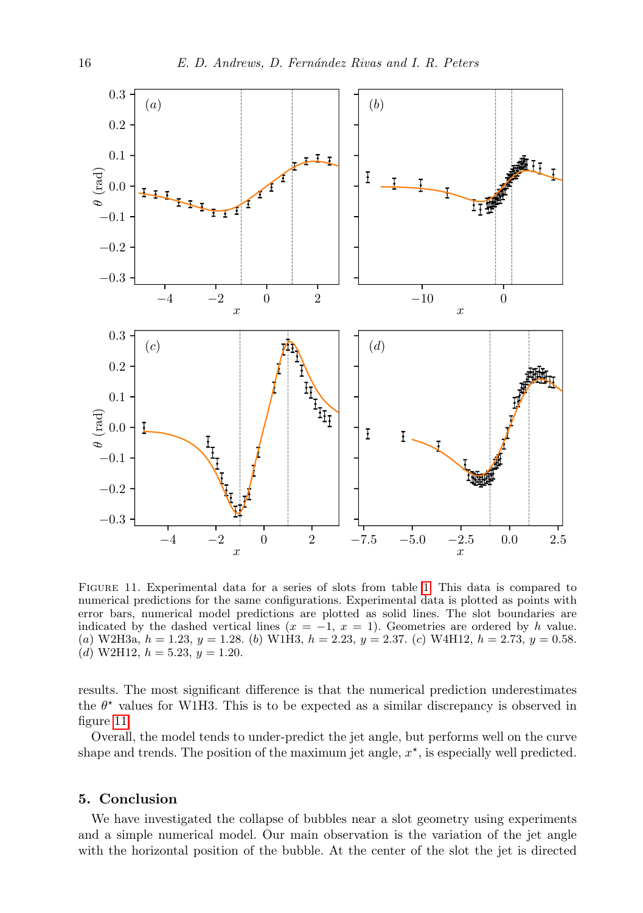(a)

0.3
0.2
0.1
0.0
−0.1
−0.2
−0.3

$\theta$ (rad)

−4 −2 0 2

$x$

(b)

−10 0

$x$

(c)

0.3
0.2
0.1
0.0
−0.1
−0.2
−0.3

$\theta$ (rad)

−4 −2 0 2

$x$

(d)

−7.5 −5.0 −2.5 0.0 2.5

$x$

Figure 11. Experimental data for a series of slots from table 1. This data is compared to numerical predictions for the same configurations. Experimental data is plotted as points with error bars, numerical model predictions are plotted as solid lines. The slot boundaries are indicated by the dashed vertical lines ($x = -1$, $x = 1$). Geometries are ordered by $h$ value. (a) W2H3a, $h = 1.23$, $y = 1.28$. (b) W1H3, $h = 2.23$, $y = 2.37$. (c) W4H12, $h = 2.73$, $y = 0.58$. (d) W2H12, $h = 5.23$, $y = 1.20$.

results. The most significant difference is that the numerical prediction underestimates the $\theta^{\star}$ values for W1H3. This is to be expected as a similar discrepancy is observed in figure 11.

Overall, the model tends to under-predict the jet angle, but performs well on the curve shape and trends. The position of the maximum jet angle, $x^{\star}$, is especially well predicted.

## 5. Conclusion

We have investigated the collapse of bubbles near a slot geometry using experiments and a simple numerical model. Our main observation is the variation of the jet angle with the horizontal position of the bubble. At the center of the slot the jet is directed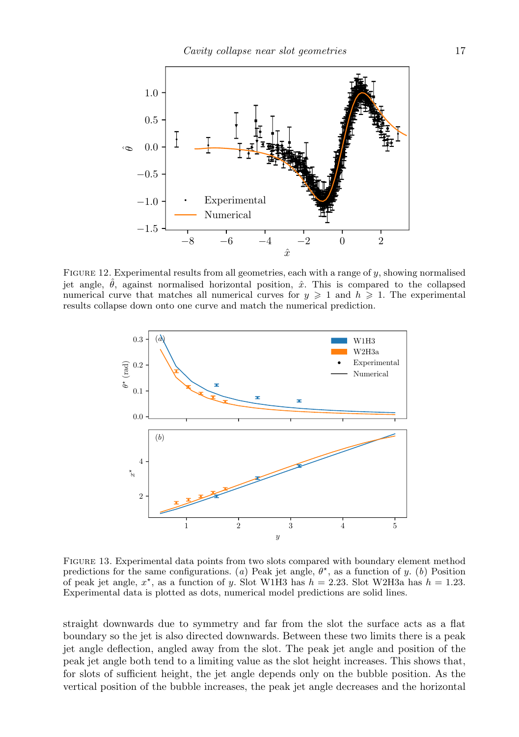1.0
0.5
0.0
−0.5
−1.0
−1.5
$\hat{\theta}$
−8
−6
−4
−2
0
2
$\hat{x}$
Experimental
Numerical

FIGURE 12. Experimental results from all geometries, each with a range of $y$, showing normalised jet angle, $\hat{\theta}$, against normalised horizontal position, $\hat{x}$. This is compared to the collapsed numerical curve that matches all numerical curves for $y \geqslant 1$ and $h \geqslant 1$. The experimental results collapse down onto one curve and match the numerical prediction.

($a$)
0.3
0.2
0.1
0.0
$\theta^\star$ (rad)
W1H3
W2H3a
Experimental
Numerical

($b$)
4
2
$x^\star$
1
2
3
4
5
$y$

FIGURE 13. Experimental data points from two slots compared with boundary element method predictions for the same configurations. ($a$) Peak jet angle, $\theta^\star$, as a function of $y$. ($b$) Position of peak jet angle, $x^\star$, as a function of $y$. Slot W1H3 has $h = 2.23$. Slot W2H3a has $h = 1.23$. Experimental data is plotted as dots, numerical model predictions are solid lines.

straight downwards due to symmetry and far from the slot the surface acts as a flat boundary so the jet is also directed downwards. Between these two limits there is a peak jet angle deflection, angled away from the slot. The peak jet angle and position of the peak jet angle both tend to a limiting value as the slot height increases. This shows that, for slots of sufficient height, the jet angle depends only on the bubble position. As the vertical position of the bubble increases, the peak jet angle decreases and the horizontal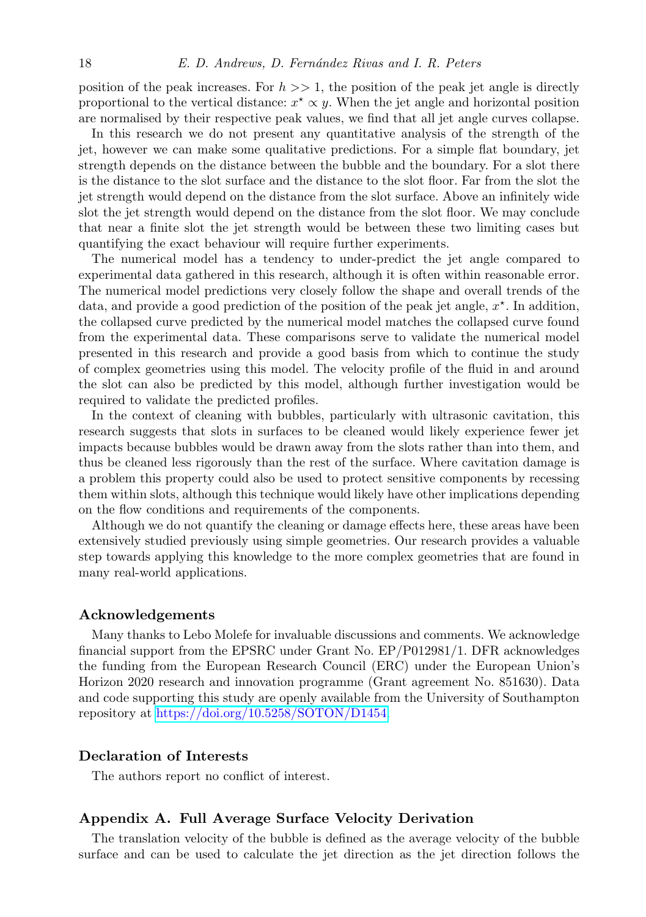position of the peak increases. For $h >> 1$, the position of the peak jet angle is directly proportional to the vertical distance: $x^\star \propto y$. When the jet angle and horizontal position are normalised by their respective peak values, we find that all jet angle curves collapse.

In this research we do not present any quantitative analysis of the strength of the jet, however we can make some qualitative predictions. For a simple flat boundary, jet strength depends on the distance between the bubble and the boundary. For a slot there is the distance to the slot surface and the distance to the slot floor. Far from the slot the jet strength would depend on the distance from the slot surface. Above an infinitely wide slot the jet strength would depend on the distance from the slot floor. We may conclude that near a finite slot the jet strength would be between these two limiting cases but quantifying the exact behaviour will require further experiments.

The numerical model has a tendency to under-predict the jet angle compared to experimental data gathered in this research, although it is often within reasonable error. The numerical model predictions very closely follow the shape and overall trends of the data, and provide a good prediction of the position of the peak jet angle, $x^\star$. In addition, the collapsed curve predicted by the numerical model matches the collapsed curve found from the experimental data. These comparisons serve to validate the numerical model presented in this research and provide a good basis from which to continue the study of complex geometries using this model. The velocity profile of the fluid in and around the slot can also be predicted by this model, although further investigation would be required to validate the predicted profiles.

In the context of cleaning with bubbles, particularly with ultrasonic cavitation, this research suggests that slots in surfaces to be cleaned would likely experience fewer jet impacts because bubbles would be drawn away from the slots rather than into them, and thus be cleaned less rigorously than the rest of the surface. Where cavitation damage is a problem this property could also be used to protect sensitive components by recessing them within slots, although this technique would likely have other implications depending on the flow conditions and requirements of the components.

Although we do not quantify the cleaning or damage effects here, these areas have been extensively studied previously using simple geometries. Our research provides a valuable step towards applying this knowledge to the more complex geometries that are found in many real-world applications.

## Acknowledgements

Many thanks to Lebo Molefe for invaluable discussions and comments. We acknowledge financial support from the EPSRC under Grant No. EP/P012981/1. DFR acknowledges the funding from the European Research Council (ERC) under the European Union's Horizon 2020 research and innovation programme (Grant agreement No. 851630). Data and code supporting this study are openly available from the University of Southampton repository at https://doi.org/10.5258/SOTON/D1454.

## Declaration of Interests

The authors report no conflict of interest.

## Appendix A. Full Average Surface Velocity Derivation

The translation velocity of the bubble is defined as the average velocity of the bubble surface and can be used to calculate the jet direction as the jet direction follows the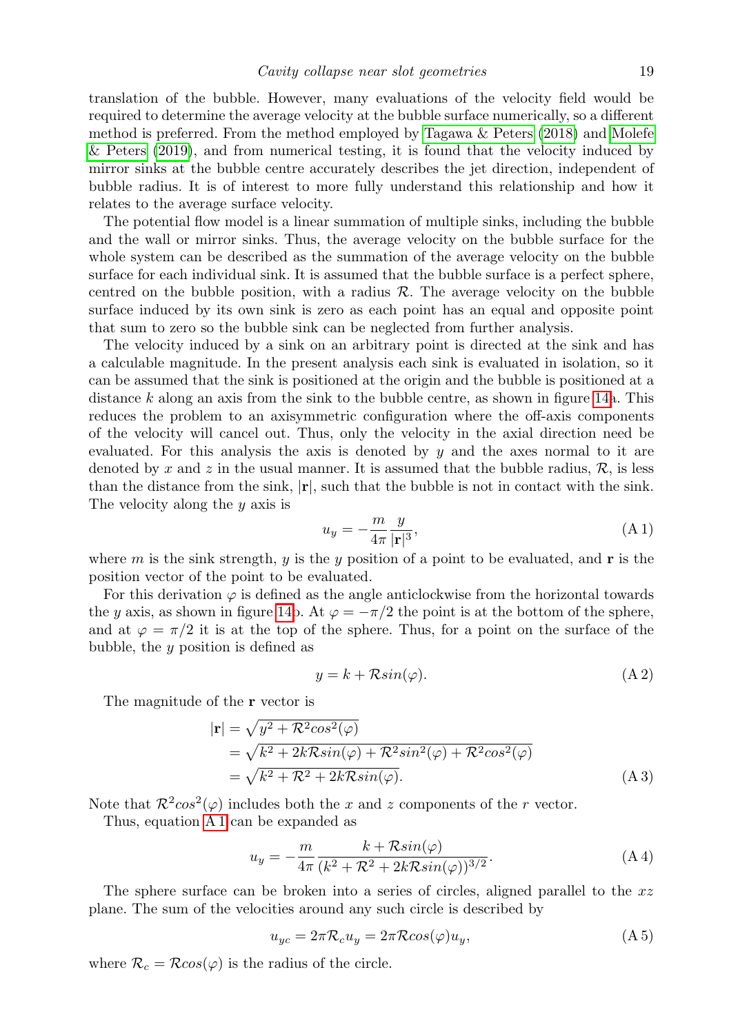translation of the bubble. However, many evaluations of the velocity field would be required to determine the average velocity at the bubble surface numerically, so a different method is preferred. From the method employed by Tagawa & Peters (2018) and Molefe & Peters (2019), and from numerical testing, it is found that the velocity induced by mirror sinks at the bubble centre accurately describes the jet direction, independent of bubble radius. It is of interest to more fully understand this relationship and how it relates to the average surface velocity.

The potential flow model is a linear summation of multiple sinks, including the bubble and the wall or mirror sinks. Thus, the average velocity on the bubble surface for the whole system can be described as the summation of the average velocity on the bubble surface for each individual sink. It is assumed that the bubble surface is a perfect sphere, centred on the bubble position, with a radius $\mathcal{R}$. The average velocity on the bubble surface induced by its own sink is zero as each point has an equal and opposite point that sum to zero so the bubble sink can be neglected from further analysis.

The velocity induced by a sink on an arbitrary point is directed at the sink and has a calculable magnitude. In the present analysis each sink is evaluated in isolation, so it can be assumed that the sink is positioned at the origin and the bubble is positioned at a distance $k$ along an axis from the sink to the bubble centre, as shown in figure 14a. This reduces the problem to an axisymmetric configuration where the off-axis components of the velocity will cancel out. Thus, only the velocity in the axial direction need be evaluated. For this analysis the axis is denoted by $y$ and the axes normal to it are denoted by $x$ and $z$ in the usual manner. It is assumed that the bubble radius, $\mathcal{R}$, is less than the distance from the sink, $|\mathbf{r}|$, such that the bubble is not in contact with the sink. The velocity along the $y$ axis is

$$u_y = -\frac{m}{4\pi}\frac{y}{|\mathbf{r}|^3}, \tag{A 1}$$

where $m$ is the sink strength, $y$ is the $y$ position of a point to be evaluated, and $\mathbf{r}$ is the position vector of the point to be evaluated.

For this derivation $\varphi$ is defined as the angle anticlockwise from the horizontal towards the $y$ axis, as shown in figure 14b. At $\varphi = -\pi/2$ the point is at the bottom of the sphere, and at $\varphi = \pi/2$ it is at the top of the sphere. Thus, for a point on the surface of the bubble, the $y$ position is defined as

$$y = k + \mathcal{R}sin(\varphi). \tag{A 2}$$

The magnitude of the $\mathbf{r}$ vector is

$$\begin{aligned} |\mathbf{r}| &= \sqrt{y^2 + \mathcal{R}^2cos^2(\varphi)} \\ &= \sqrt{k^2 + 2k\mathcal{R}sin(\varphi) + \mathcal{R}^2sin^2(\varphi) + \mathcal{R}^2cos^2(\varphi)} \\ &= \sqrt{k^2 + \mathcal{R}^2 + 2k\mathcal{R}sin(\varphi)}. \end{aligned} \tag{A 3}$$

Note that $\mathcal{R}^2cos^2(\varphi)$ includes both the $x$ and $z$ components of the $r$ vector.

Thus, equation A 1 can be expanded as

$$u_y = -\frac{m}{4\pi}\frac{k + \mathcal{R}sin(\varphi)}{(k^2 + \mathcal{R}^2 + 2k\mathcal{R}sin(\varphi))^{3/2}}. \tag{A 4}$$

The sphere surface can be broken into a series of circles, aligned parallel to the $xz$ plane. The sum of the velocities around any such circle is described by

$$u_{yc} = 2\pi\mathcal{R}_c u_y = 2\pi\mathcal{R}cos(\varphi)u_y, \tag{A 5}$$

where $\mathcal{R}_c = \mathcal{R}cos(\varphi)$ is the radius of the circle.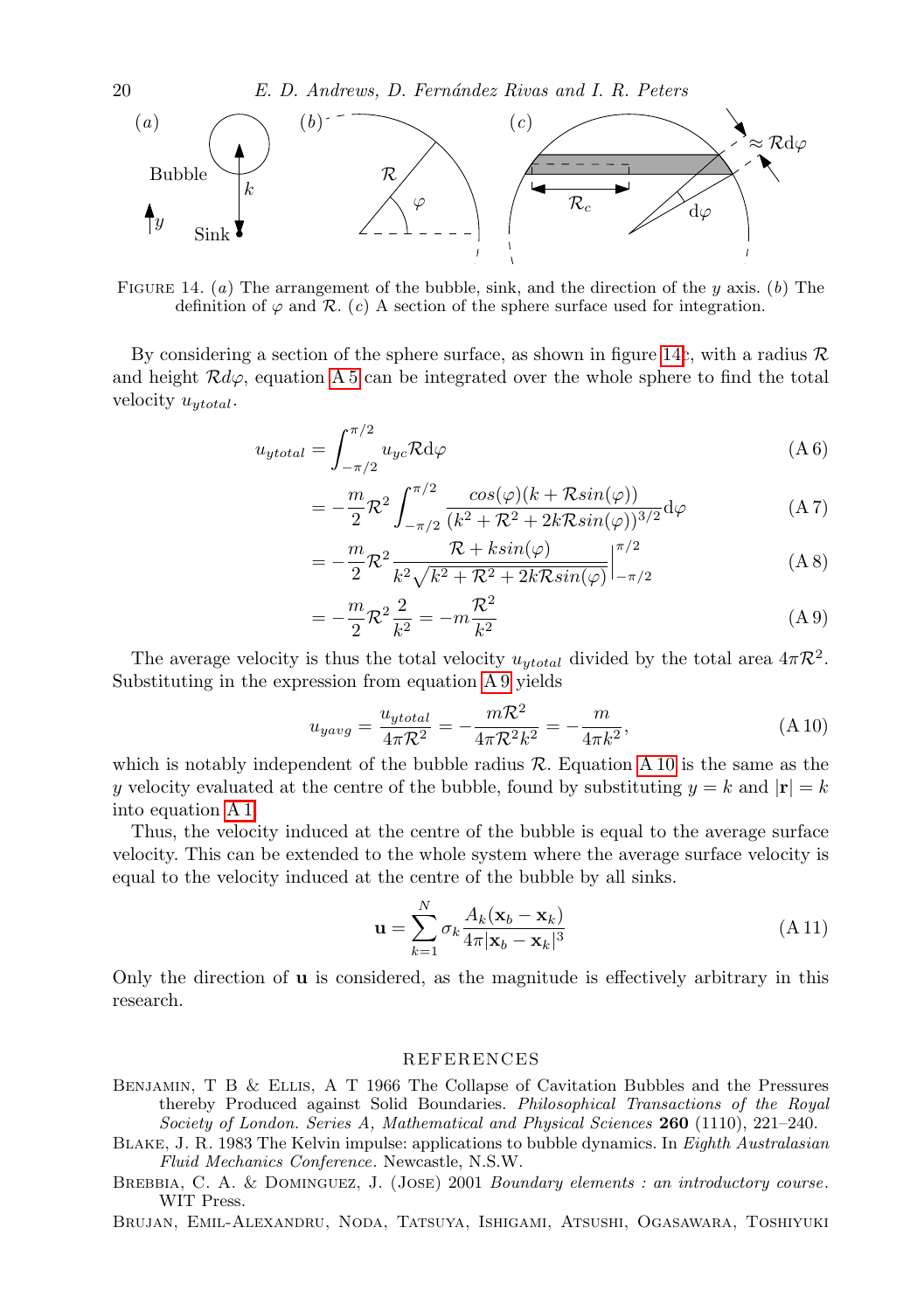(a)

Bubble

$k$

$y$

Sink

(b)

$\mathcal{R}$

$\varphi$

(c)

$\approx \mathcal{R}\mathrm{d}\varphi$

$\mathcal{R}_c$

$\mathrm{d}\varphi$

FIGURE 14. (*a*) The arrangement of the bubble, sink, and the direction of the $y$ axis. (*b*) The definition of $\varphi$ and $\mathcal{R}$. (*c*) A section of the sphere surface used for integration.

By considering a section of the sphere surface, as shown in figure 14c, with a radius $\mathcal{R}$ and height $\mathcal{R}d\varphi$, equation A 5 can be integrated over the whole sphere to find the total velocity $u_{ytotal}$.

$$u_{ytotal} = \int_{-\pi/2}^{\pi/2} u_{yc}\mathcal{R}\mathrm{d}\varphi \tag{A 6}$$

$$= -\frac{m}{2}\mathcal{R}^2 \int_{-\pi/2}^{\pi/2} \frac{cos(\varphi)(k + \mathcal{R}sin(\varphi))}{(k^2 + \mathcal{R}^2 + 2k\mathcal{R}sin(\varphi))^{3/2}}\mathrm{d}\varphi \tag{A 7}$$

$$= -\frac{m}{2}\mathcal{R}^2 \frac{\mathcal{R} + ksin(\varphi)}{k^2\sqrt{k^2 + \mathcal{R}^2 + 2k\mathcal{R}sin(\varphi)}}\bigg|_{-\pi/2}^{\pi/2} \tag{A 8}$$

$$= -\frac{m}{2}\mathcal{R}^2 \frac{2}{k^2} = -m\frac{\mathcal{R}^2}{k^2} \tag{A 9}$$

The average velocity is thus the total velocity $u_{ytotal}$ divided by the total area $4\pi\mathcal{R}^2$. Substituting in the expression from equation A 9 yields

$$u_{yavg} = \frac{u_{ytotal}}{4\pi\mathcal{R}^2} = -\frac{m\mathcal{R}^2}{4\pi\mathcal{R}^2k^2} = -\frac{m}{4\pi k^2}, \tag{A 10}$$

which is notably independent of the bubble radius $\mathcal{R}$. Equation A 10 is the same as the $y$ velocity evaluated at the centre of the bubble, found by substituting $y = k$ and $|\mathbf{r}| = k$ into equation A 1.

Thus, the velocity induced at the centre of the bubble is equal to the average surface velocity. This can be extended to the whole system where the average surface velocity is equal to the velocity induced at the centre of the bubble by all sinks.

$$\mathbf{u} = \sum_{k=1}^{N} \sigma_k \frac{A_k(\mathbf{x}_b - \mathbf{x}_k)}{4\pi|\mathbf{x}_b - \mathbf{x}_k|^3} \tag{A 11}$$

Only the direction of $\mathbf{u}$ is considered, as the magnitude is effectively arbitrary in this research.

## REFERENCES

BENJAMIN, T B & ELLIS, A T 1966 The Collapse of Cavitation Bubbles and the Pressures thereby Produced against Solid Boundaries. *Philosophical Transactions of the Royal Society of London. Series A, Mathematical and Physical Sciences* **260** (1110), 221–240.

BLAKE, J. R. 1983 The Kelvin impulse: applications to bubble dynamics. In *Eighth Australasian Fluid Mechanics Conference*. Newcastle, N.S.W.

BREBBIA, C. A. & DOMINGUEZ, J. (JOSE) 2001 *Boundary elements : an introductory course*. WIT Press.

BRUJAN, EMIL-ALEXANDRU, NODA, TATSUYA, ISHIGAMI, ATSUSHI, OGASAWARA, TOSHIYUKI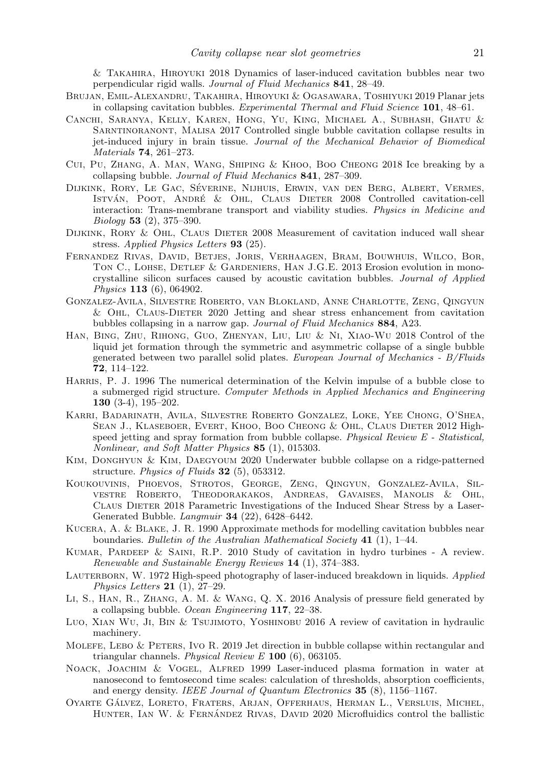& Takahira, Hiroyuki 2018 Dynamics of laser-induced cavitation bubbles near two perpendicular rigid walls. *Journal of Fluid Mechanics* **841**, 28–49.

Brujan, Emil-Alexandru, Takahira, Hiroyuki & Ogasawara, Toshiyuki 2019 Planar jets in collapsing cavitation bubbles. *Experimental Thermal and Fluid Science* **101**, 48–61.

Canchi, Saranya, Kelly, Karen, Hong, Yu, King, Michael A., Subhash, Ghatu & Sarntinoranont, Malisa 2017 Controlled single bubble cavitation collapse results in jet-induced injury in brain tissue. *Journal of the Mechanical Behavior of Biomedical Materials* **74**, 261–273.

Cui, Pu, Zhang, A. Man, Wang, Shiping & Khoo, Boo Cheong 2018 Ice breaking by a collapsing bubble. *Journal of Fluid Mechanics* **841**, 287–309.

Dijkink, Rory, Le Gac, Séverine, Nijhuis, Erwin, van den Berg, Albert, Vermes, István, Poot, André & Ohl, Claus Dieter 2008 Controlled cavitation-cell interaction: Trans-membrane transport and viability studies. *Physics in Medicine and Biology* **53** (2), 375–390.

Dijkink, Rory & Ohl, Claus Dieter 2008 Measurement of cavitation induced wall shear stress. *Applied Physics Letters* **93** (25).

Fernandez Rivas, David, Betjes, Joris, Verhaagen, Bram, Bouwhuis, Wilco, Bor, Ton C., Lohse, Detlef & Gardeniers, Han J.G.E. 2013 Erosion evolution in monocrystalline silicon surfaces caused by acoustic cavitation bubbles. *Journal of Applied Physics* **113** (6), 064902.

Gonzalez-Avila, Silvestre Roberto, van Blokland, Anne Charlotte, Zeng, Qingyun & Ohl, Claus-Dieter 2020 Jetting and shear stress enhancement from cavitation bubbles collapsing in a narrow gap. *Journal of Fluid Mechanics* **884**, A23.

Han, Bing, Zhu, Rihong, Guo, Zhenyan, Liu, Liu & Ni, Xiao-Wu 2018 Control of the liquid jet formation through the symmetric and asymmetric collapse of a single bubble generated between two parallel solid plates. *European Journal of Mechanics - B/Fluids* **72**, 114–122.

Harris, P. J. 1996 The numerical determination of the Kelvin impulse of a bubble close to a submerged rigid structure. *Computer Methods in Applied Mechanics and Engineering* **130** (3-4), 195–202.

Karri, Badarinath, Avila, Silvestre Roberto Gonzalez, Loke, Yee Chong, O'Shea, Sean J., Klaseboer, Evert, Khoo, Boo Cheong & Ohl, Claus Dieter 2012 High-speed jetting and spray formation from bubble collapse. *Physical Review E - Statistical, Nonlinear, and Soft Matter Physics* **85** (1), 015303.

Kim, Donghyun & Kim, Daegyoum 2020 Underwater bubble collapse on a ridge-patterned structure. *Physics of Fluids* **32** (5), 053312.

Koukouvinis, Phoevos, Strotos, George, Zeng, Qingyun, Gonzalez-Avila, Silvestre Roberto, Theodorakakos, Andreas, Gavaises, Manolis & Ohl, Claus Dieter 2018 Parametric Investigations of the Induced Shear Stress by a Laser-Generated Bubble. *Langmuir* **34** (22), 6428–6442.

Kucera, A. & Blake, J. R. 1990 Approximate methods for modelling cavitation bubbles near boundaries. *Bulletin of the Australian Mathematical Society* **41** (1), 1–44.

Kumar, Pardeep & Saini, R.P. 2010 Study of cavitation in hydro turbines - A review. *Renewable and Sustainable Energy Reviews* **14** (1), 374–383.

Lauterborn, W. 1972 High-speed photography of laser-induced breakdown in liquids. *Applied Physics Letters* **21** (1), 27–29.

Li, S., Han, R., Zhang, A. M. & Wang, Q. X. 2016 Analysis of pressure field generated by a collapsing bubble. *Ocean Engineering* **117**, 22–38.

Luo, Xian Wu, Ji, Bin & Tsujimoto, Yoshinobu 2016 A review of cavitation in hydraulic machinery.

Molefe, Lebo & Peters, Ivo R. 2019 Jet direction in bubble collapse within rectangular and triangular channels. *Physical Review E* **100** (6), 063105.

Noack, Joachim & Vogel, Alfred 1999 Laser-induced plasma formation in water at nanosecond to femtosecond time scales: calculation of thresholds, absorption coefficients, and energy density. *IEEE Journal of Quantum Electronics* **35** (8), 1156–1167.

Oyarte Gálvez, Loreto, Fraters, Arjan, Offerhaus, Herman L., Versluis, Michel, Hunter, Ian W. & Fernández Rivas, David 2020 Microfluidics control the ballistic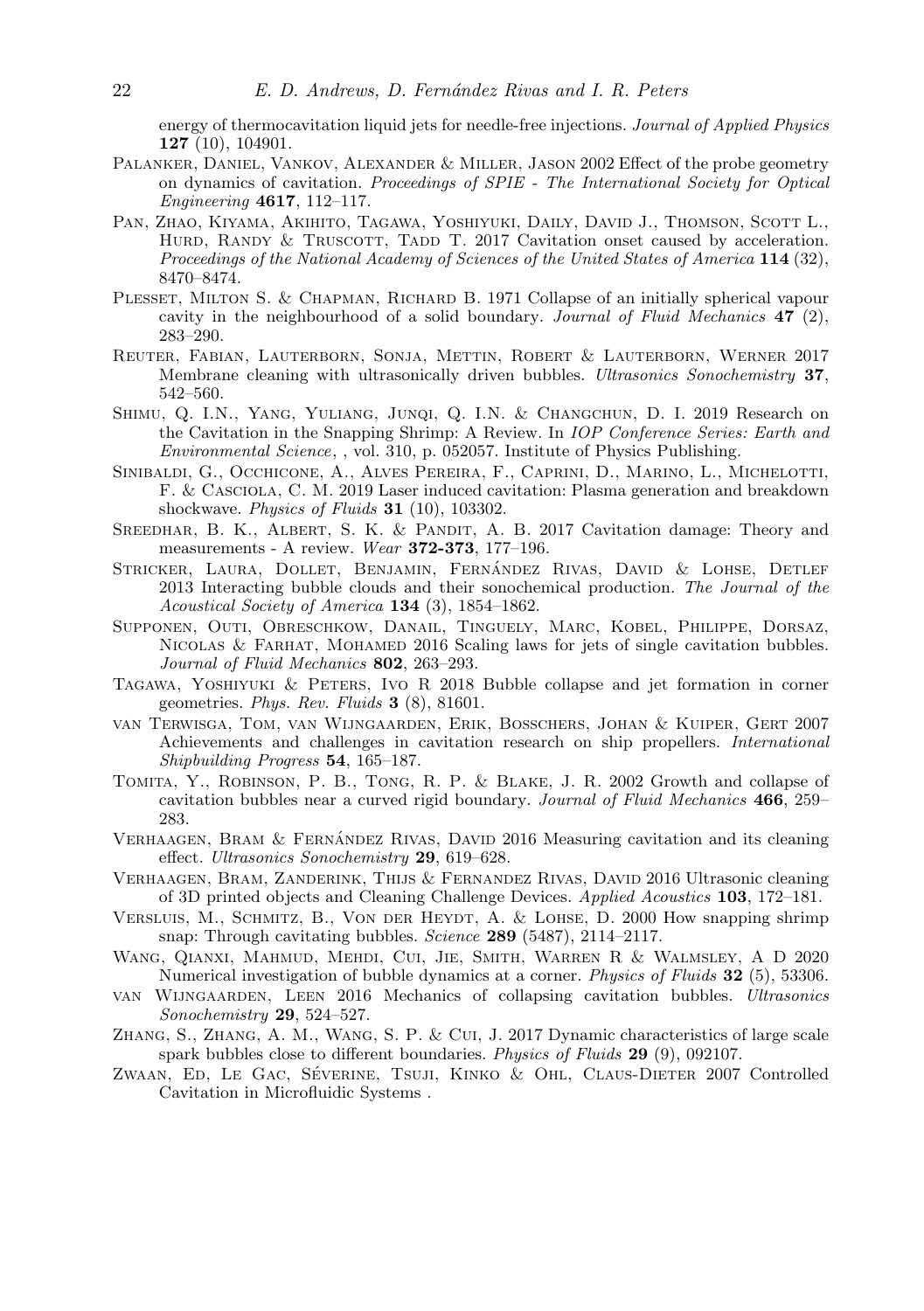energy of thermocavitation liquid jets for needle-free injections. *Journal of Applied Physics* **127** (10), 104901.

Palanker, Daniel, Vankov, Alexander & Miller, Jason 2002 Effect of the probe geometry on dynamics of cavitation. *Proceedings of SPIE - The International Society for Optical Engineering* **4617**, 112–117.

Pan, Zhao, Kiyama, Akihito, Tagawa, Yoshiyuki, Daily, David J., Thomson, Scott L., Hurd, Randy & Truscott, Tadd T. 2017 Cavitation onset caused by acceleration. *Proceedings of the National Academy of Sciences of the United States of America* **114** (32), 8470–8474.

Plesset, Milton S. & Chapman, Richard B. 1971 Collapse of an initially spherical vapour cavity in the neighbourhood of a solid boundary. *Journal of Fluid Mechanics* **47** (2), 283–290.

Reuter, Fabian, Lauterborn, Sonja, Mettin, Robert & Lauterborn, Werner 2017 Membrane cleaning with ultrasonically driven bubbles. *Ultrasonics Sonochemistry* **37**, 542–560.

Shimu, Q. I.N., Yang, Yuliang, Junqi, Q. I.N. & Changchun, D. I. 2019 Research on the Cavitation in the Snapping Shrimp: A Review. In *IOP Conference Series: Earth and Environmental Science*, , vol. 310, p. 052057. Institute of Physics Publishing.

Sinibaldi, G., Occhicone, A., Alves Pereira, F., Caprini, D., Marino, L., Michelotti, F. & Casciola, C. M. 2019 Laser induced cavitation: Plasma generation and breakdown shockwave. *Physics of Fluids* **31** (10), 103302.

Sreedhar, B. K., Albert, S. K. & Pandit, A. B. 2017 Cavitation damage: Theory and measurements - A review. *Wear* **372-373**, 177–196.

Stricker, Laura, Dollet, Benjamin, Fernández Rivas, David & Lohse, Detlef 2013 Interacting bubble clouds and their sonochemical production. *The Journal of the Acoustical Society of America* **134** (3), 1854–1862.

Supponen, Outi, Obreschkow, Danail, Tinguely, Marc, Kobel, Philippe, Dorsaz, Nicolas & Farhat, Mohamed 2016 Scaling laws for jets of single cavitation bubbles. *Journal of Fluid Mechanics* **802**, 263–293.

Tagawa, Yoshiyuki & Peters, Ivo R 2018 Bubble collapse and jet formation in corner geometries. *Phys. Rev. Fluids* **3** (8), 81601.

van Terwisga, Tom, van Wijngaarden, Erik, Bosschers, Johan & Kuiper, Gert 2007 Achievements and challenges in cavitation research on ship propellers. *International Shipbuilding Progress* **54**, 165–187.

Tomita, Y., Robinson, P. B., Tong, R. P. & Blake, J. R. 2002 Growth and collapse of cavitation bubbles near a curved rigid boundary. *Journal of Fluid Mechanics* **466**, 259–283.

Verhaagen, Bram & Fernández Rivas, David 2016 Measuring cavitation and its cleaning effect. *Ultrasonics Sonochemistry* **29**, 619–628.

Verhaagen, Bram, Zanderink, Thijs & Fernandez Rivas, David 2016 Ultrasonic cleaning of 3D printed objects and Cleaning Challenge Devices. *Applied Acoustics* **103**, 172–181.

Versluis, M., Schmitz, B., Von der Heydt, A. & Lohse, D. 2000 How snapping shrimp snap: Through cavitating bubbles. *Science* **289** (5487), 2114–2117.

Wang, Qianxi, Mahmud, Mehdi, Cui, Jie, Smith, Warren R & Walmsley, A D 2020 Numerical investigation of bubble dynamics at a corner. *Physics of Fluids* **32** (5), 53306.

van Wijngaarden, Leen 2016 Mechanics of collapsing cavitation bubbles. *Ultrasonics Sonochemistry* **29**, 524–527.

Zhang, S., Zhang, A. M., Wang, S. P. & Cui, J. 2017 Dynamic characteristics of large scale spark bubbles close to different boundaries. *Physics of Fluids* **29** (9), 092107.

Zwaan, Ed, Le Gac, Séverine, Tsuji, Kinko & Ohl, Claus-Dieter 2007 Controlled Cavitation in Microfluidic Systems .